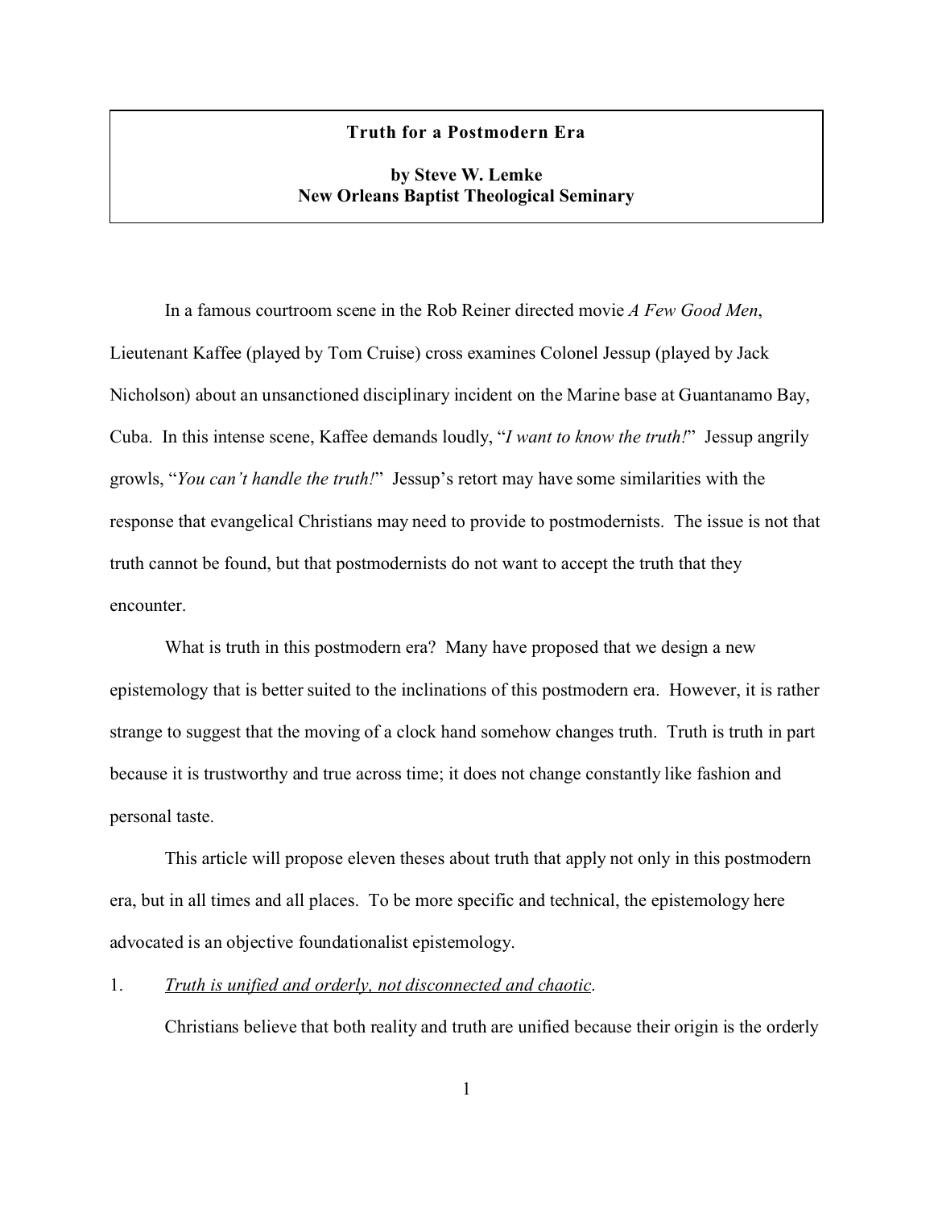**Truth for a Postmodern Era**

**by Steve W. Lemke**
**New Orleans Baptist Theological Seminary**

In a famous courtroom scene in the Rob Reiner directed movie *A Few Good Men*, Lieutenant Kaffee (played by Tom Cruise) cross examines Colonel Jessup (played by Jack Nicholson) about an unsanctioned disciplinary incident on the Marine base at Guantanamo Bay, Cuba. In this intense scene, Kaffee demands loudly, "*I want to know the truth!*" Jessup angrily growls, "*You can't handle the truth!*" Jessup's retort may have some similarities with the response that evangelical Christians may need to provide to postmodernists. The issue is not that truth cannot be found, but that postmodernists do not want to accept the truth that they encounter.

What is truth in this postmodern era? Many have proposed that we design a new epistemology that is better suited to the inclinations of this postmodern era. However, it is rather strange to suggest that the moving of a clock hand somehow changes truth. Truth is truth in part because it is trustworthy and true across time; it does not change constantly like fashion and personal taste.

This article will propose eleven theses about truth that apply not only in this postmodern era, but in all times and all places. To be more specific and technical, the epistemology here advocated is an objective foundationalist epistemology.

1. *Truth is unified and orderly, not disconnected and chaotic*.

Christians believe that both reality and truth are unified because their origin is the orderly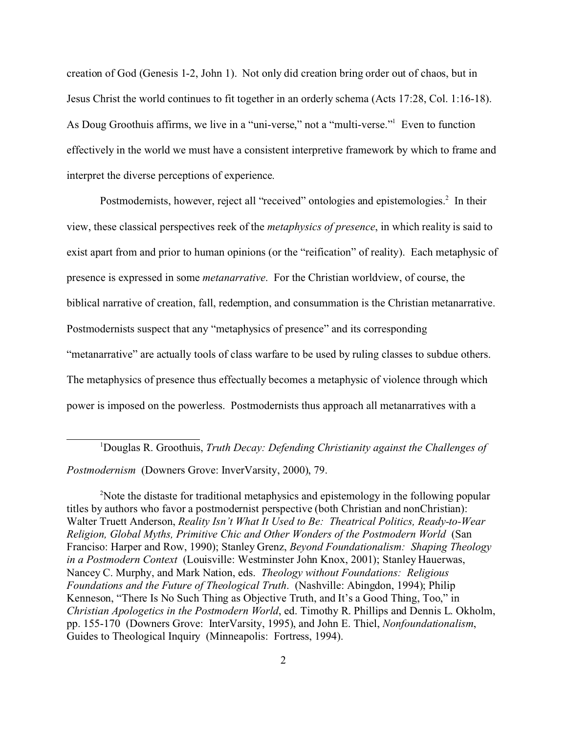creation of God (Genesis 1-2, John 1). Not only did creation bring order out of chaos, but in Jesus Christ the world continues to fit together in an orderly schema (Acts 17:28, Col. 1:16-18). As Doug Groothuis affirms, we live in a "uni-verse," not a "multi-verse."[1] Even to function effectively in the world we must have a consistent interpretive framework by which to frame and interpret the diverse perceptions of experience.

Postmodernists, however, reject all "received" ontologies and epistemologies.[2] In their view, these classical perspectives reek of the *metaphysics of presence*, in which reality is said to exist apart from and prior to human opinions (or the "reification" of reality). Each metaphysic of presence is expressed in some *metanarrative*. For the Christian worldview, of course, the biblical narrative of creation, fall, redemption, and consummation is the Christian metanarrative. Postmodernists suspect that any "metaphysics of presence" and its corresponding "metanarrative" are actually tools of class warfare to be used by ruling classes to subdue others. The metaphysics of presence thus effectually becomes a metaphysic of violence through which power is imposed on the powerless. Postmodernists thus approach all metanarratives with a

---

[1]Douglas R. Groothuis, *Truth Decay: Defending Christianity against the Challenges of Postmodernism* (Downers Grove: InverVarsity, 2000), 79.

[2]Note the distaste for traditional metaphysics and epistemology in the following popular titles by authors who favor a postmodernist perspective (both Christian and nonChristian): Walter Truett Anderson, *Reality Isn't What It Used to Be: Theatrical Politics, Ready-to-Wear Religion, Global Myths, Primitive Chic and Other Wonders of the Postmodern World* (San Franciso: Harper and Row, 1990); Stanley Grenz, *Beyond Foundationalism: Shaping Theology in a Postmodern Context* (Louisville: Westminster John Knox, 2001); Stanley Hauerwas, Nancey C. Murphy, and Mark Nation, eds. *Theology without Foundations: Religious Foundations and the Future of Theological Truth*. (Nashville: Abingdon, 1994); Philip Kenneson, "There Is No Such Thing as Objective Truth, and It's a Good Thing, Too," in *Christian Apologetics in the Postmodern World*, ed. Timothy R. Phillips and Dennis L. Okholm, pp. 155-170 (Downers Grove: InterVarsity, 1995), and John E. Thiel, *Nonfoundationalism*, Guides to Theological Inquiry (Minneapolis: Fortress, 1994).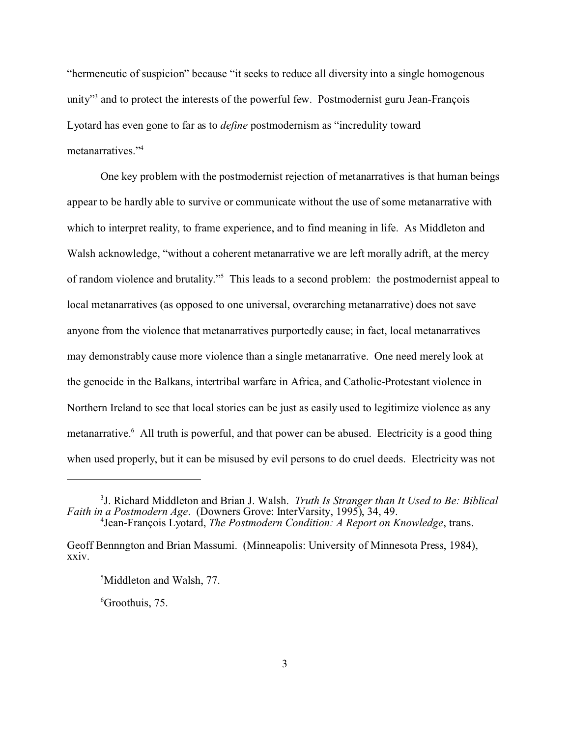"hermeneutic of suspicion" because "it seeks to reduce all diversity into a single homogenous unity"[3] and to protect the interests of the powerful few. Postmodernist guru Jean-François Lyotard has even gone to far as to *define* postmodernism as "incredulity toward metanarratives."[4]

One key problem with the postmodernist rejection of metanarratives is that human beings appear to be hardly able to survive or communicate without the use of some metanarrative with which to interpret reality, to frame experience, and to find meaning in life. As Middleton and Walsh acknowledge, "without a coherent metanarrative we are left morally adrift, at the mercy of random violence and brutality."[5] This leads to a second problem: the postmodernist appeal to local metanarratives (as opposed to one universal, overarching metanarrative) does not save anyone from the violence that metanarratives purportedly cause; in fact, local metanarratives may demonstrably cause more violence than a single metanarrative. One need merely look at the genocide in the Balkans, intertribal warfare in Africa, and Catholic-Protestant violence in Northern Ireland to see that local stories can be just as easily used to legitimize violence as any metanarrative.[6] All truth is powerful, and that power can be abused. Electricity is a good thing when used properly, but it can be misused by evil persons to do cruel deeds. Electricity was not

---

[3] J. Richard Middleton and Brian J. Walsh. *Truth Is Stranger than It Used to Be: Biblical Faith in a Postmodern Age*. (Downers Grove: InterVarsity, 1995), 34, 49.

[4] Jean-François Lyotard, *The Postmodern Condition: A Report on Knowledge*, trans. Geoff Bennngton and Brian Massumi. (Minneapolis: University of Minnesota Press, 1984), xxiv.

[5] Middleton and Walsh, 77.

[6] Groothuis, 75.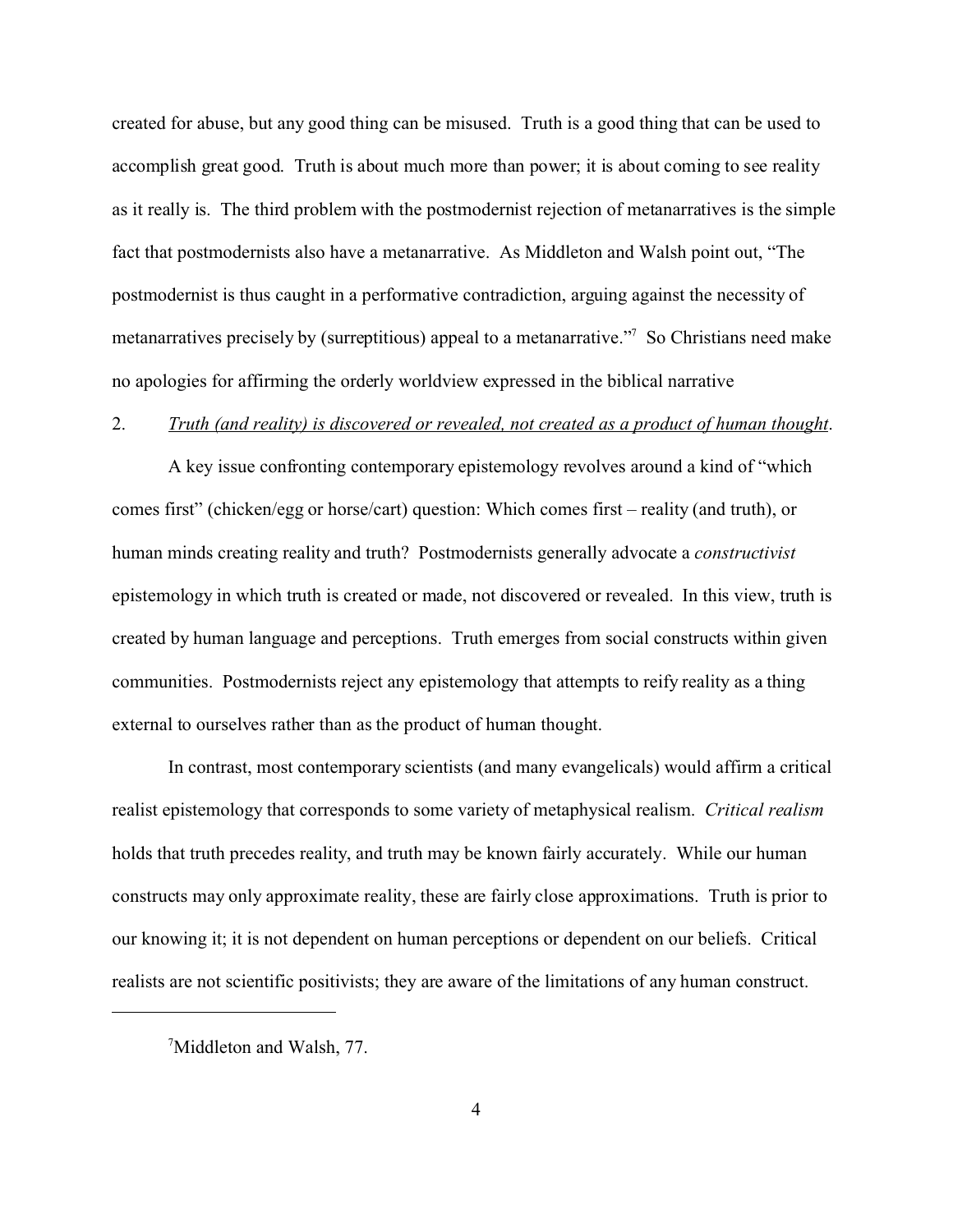created for abuse, but any good thing can be misused. Truth is a good thing that can be used to accomplish great good. Truth is about much more than power; it is about coming to see reality as it really is. The third problem with the postmodernist rejection of metanarratives is the simple fact that postmodernists also have a metanarrative. As Middleton and Walsh point out, "The postmodernist is thus caught in a performative contradiction, arguing against the necessity of metanarratives precisely by (surreptitious) appeal to a metanarrative."[7] So Christians need make no apologies for affirming the orderly worldview expressed in the biblical narrative

2. <u>*Truth (and reality) is discovered or revealed, not created as a product of human thought*</u>.

A key issue confronting contemporary epistemology revolves around a kind of "which comes first" (chicken/egg or horse/cart) question: Which comes first – reality (and truth), or human minds creating reality and truth? Postmodernists generally advocate a *constructivist* epistemology in which truth is created or made, not discovered or revealed. In this view, truth is created by human language and perceptions. Truth emerges from social constructs within given communities. Postmodernists reject any epistemology that attempts to reify reality as a thing external to ourselves rather than as the product of human thought.

In contrast, most contemporary scientists (and many evangelicals) would affirm a critical realist epistemology that corresponds to some variety of metaphysical realism. *Critical realism* holds that truth precedes reality, and truth may be known fairly accurately. While our human constructs may only approximate reality, these are fairly close approximations. Truth is prior to our knowing it; it is not dependent on human perceptions or dependent on our beliefs. Critical realists are not scientific positivists; they are aware of the limitations of any human construct.

---

[7]Middleton and Walsh, 77.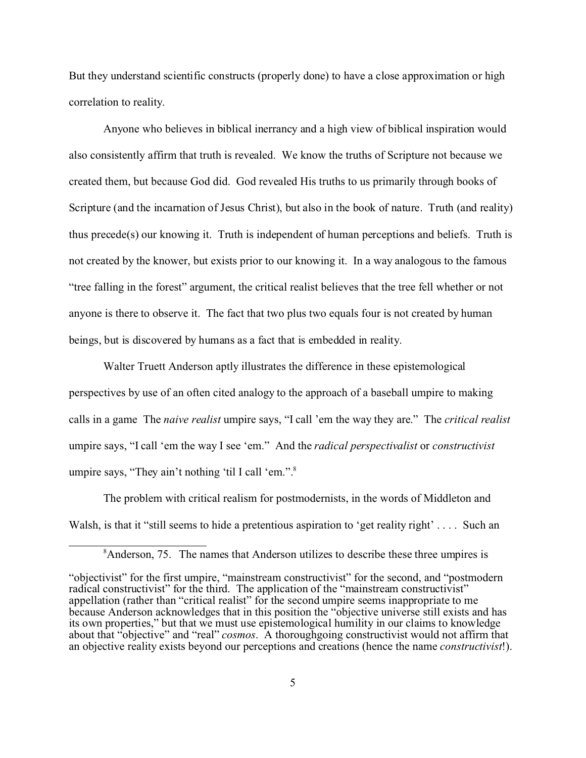But they understand scientific constructs (properly done) to have a close approximation or high correlation to reality.

Anyone who believes in biblical inerrancy and a high view of biblical inspiration would also consistently affirm that truth is revealed. We know the truths of Scripture not because we created them, but because God did. God revealed His truths to us primarily through books of Scripture (and the incarnation of Jesus Christ), but also in the book of nature. Truth (and reality) thus precede(s) our knowing it. Truth is independent of human perceptions and beliefs. Truth is not created by the knower, but exists prior to our knowing it. In a way analogous to the famous "tree falling in the forest" argument, the critical realist believes that the tree fell whether or not anyone is there to observe it. The fact that two plus two equals four is not created by human beings, but is discovered by humans as a fact that is embedded in reality.

Walter Truett Anderson aptly illustrates the difference in these epistemological perspectives by use of an often cited analogy to the approach of a baseball umpire to making calls in a game The *naive realist* umpire says, "I call 'em the way they are." The *critical realist* umpire says, "I call 'em the way I see 'em." And the *radical perspectivalist* or *constructivist* umpire says, "They ain't nothing 'til I call 'em.".[8]

The problem with critical realism for postmodernists, in the words of Middleton and Walsh, is that it "still seems to hide a pretentious aspiration to 'get reality right' . . . . Such an

[8]Anderson, 75. The names that Anderson utilizes to describe these three umpires is "objectivist" for the first umpire, "mainstream constructivist" for the second, and "postmodern radical constructivist" for the third. The application of the "mainstream constructivist" appellation (rather than "critical realist" for the second umpire seems inappropriate to me because Anderson acknowledges that in this position the "objective universe still exists and has its own properties," but that we must use epistemological humility in our claims to knowledge about that "objective" and "real" *cosmos*. A thoroughgoing constructivist would not affirm that an objective reality exists beyond our perceptions and creations (hence the name *constructivist*!).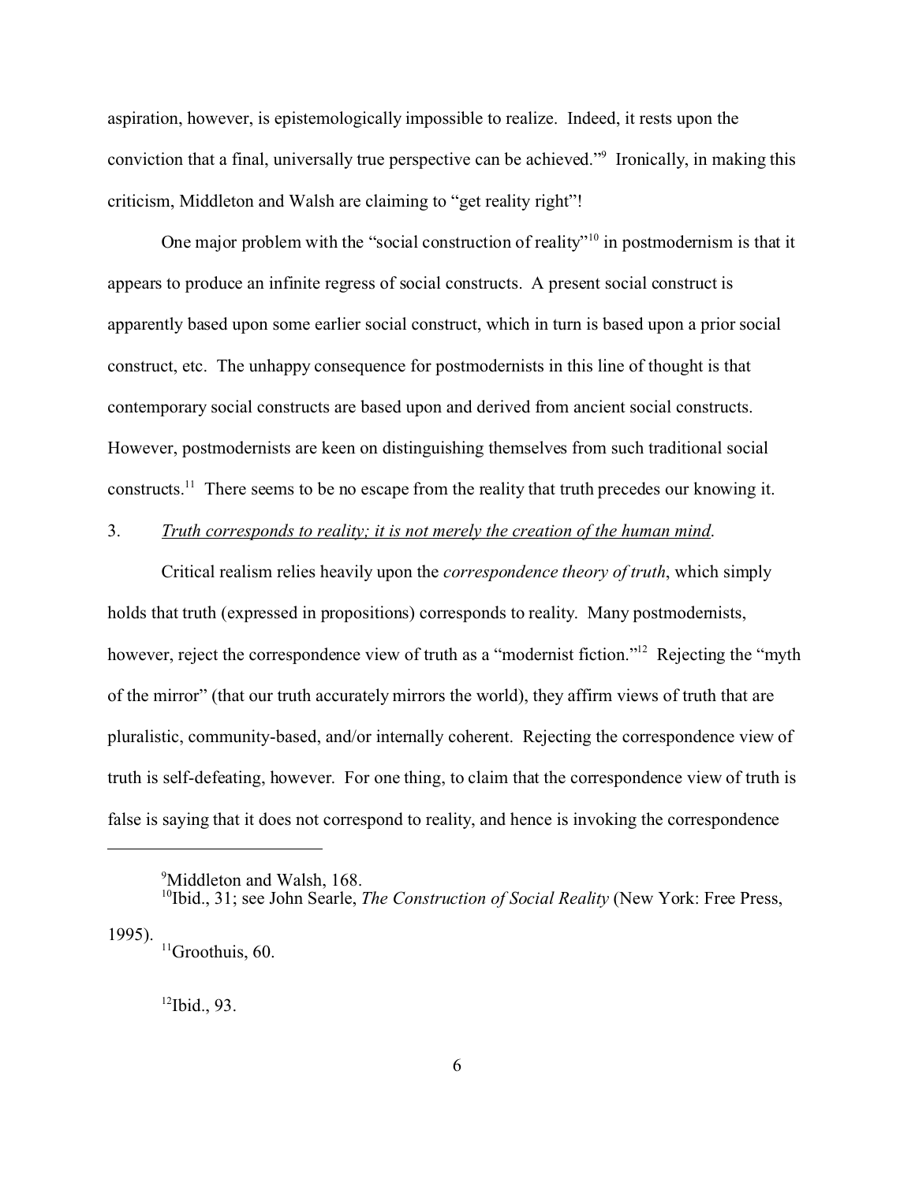aspiration, however, is epistemologically impossible to realize. Indeed, it rests upon the conviction that a final, universally true perspective can be achieved."[9] Ironically, in making this criticism, Middleton and Walsh are claiming to "get reality right"!

One major problem with the "social construction of reality"[10] in postmodernism is that it appears to produce an infinite regress of social constructs. A present social construct is apparently based upon some earlier social construct, which in turn is based upon a prior social construct, etc. The unhappy consequence for postmodernists in this line of thought is that contemporary social constructs are based upon and derived from ancient social constructs. However, postmodernists are keen on distinguishing themselves from such traditional social constructs.[11] There seems to be no escape from the reality that truth precedes our knowing it.

3. *Truth corresponds to reality; it is not merely the creation of the human mind*.

Critical realism relies heavily upon the *correspondence theory of truth*, which simply holds that truth (expressed in propositions) corresponds to reality. Many postmodernists, however, reject the correspondence view of truth as a "modernist fiction."[12] Rejecting the "myth of the mirror" (that our truth accurately mirrors the world), they affirm views of truth that are pluralistic, community-based, and/or internally coherent. Rejecting the correspondence view of truth is self-defeating, however. For one thing, to claim that the correspondence view of truth is false is saying that it does not correspond to reality, and hence is invoking the correspondence

---

[9]Middleton and Walsh, 168.

[10]Ibid., 31; see John Searle, *The Construction of Social Reality* (New York: Free Press, 1995).

[11]Groothuis, 60.

[12]Ibid., 93.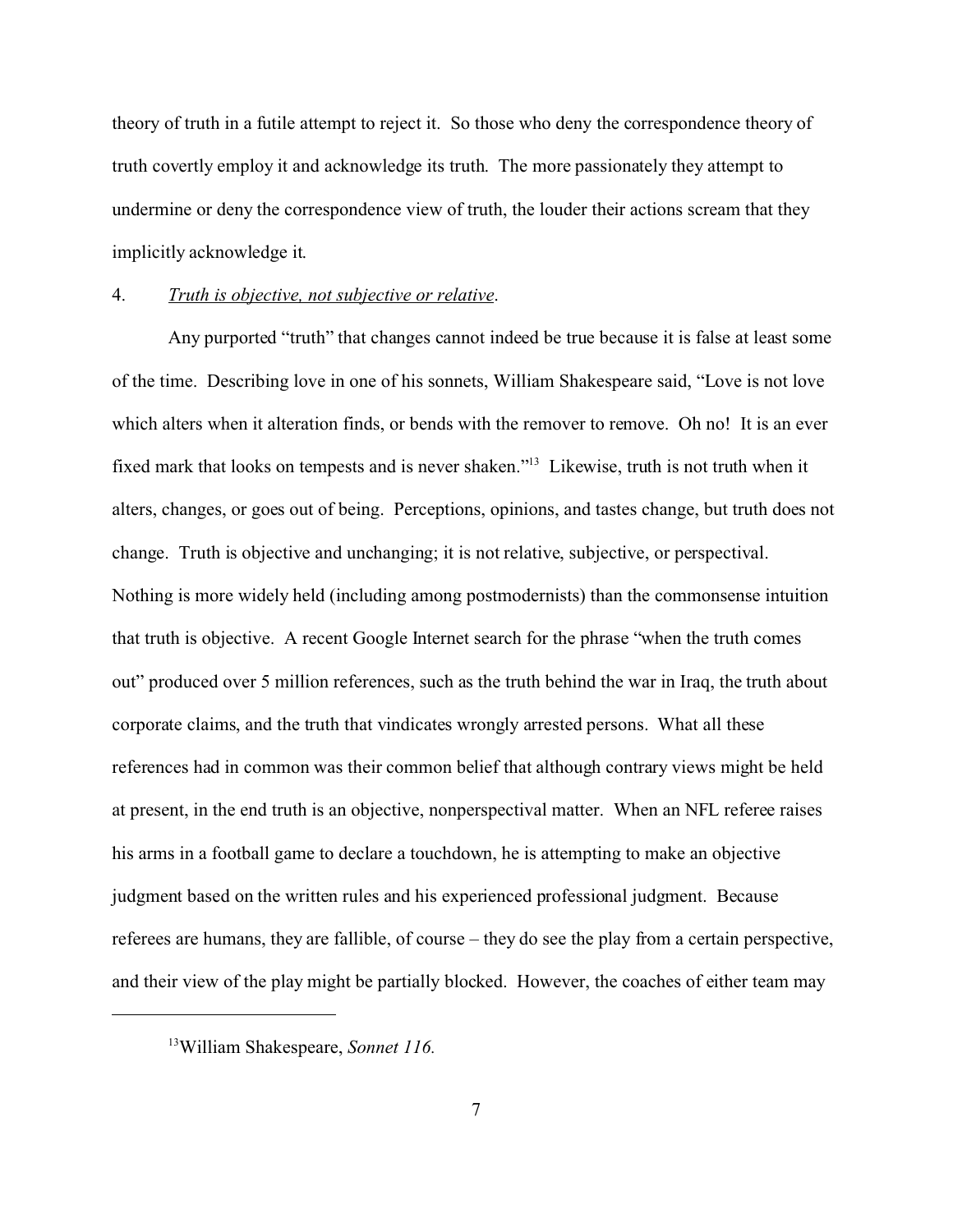theory of truth in a futile attempt to reject it. So those who deny the correspondence theory of truth covertly employ it and acknowledge its truth. The more passionately they attempt to undermine or deny the correspondence view of truth, the louder their actions scream that they implicitly acknowledge it.

4. <u>*Truth is objective, not subjective or relative*</u>.

Any purported "truth" that changes cannot indeed be true because it is false at least some of the time. Describing love in one of his sonnets, William Shakespeare said, "Love is not love which alters when it alteration finds, or bends with the remover to remove. Oh no! It is an ever fixed mark that looks on tempests and is never shaken."[13] Likewise, truth is not truth when it alters, changes, or goes out of being. Perceptions, opinions, and tastes change, but truth does not change. Truth is objective and unchanging; it is not relative, subjective, or perspectival. Nothing is more widely held (including among postmodernists) than the commonsense intuition that truth is objective. A recent Google Internet search for the phrase "when the truth comes out" produced over 5 million references, such as the truth behind the war in Iraq, the truth about corporate claims, and the truth that vindicates wrongly arrested persons. What all these references had in common was their common belief that although contrary views might be held at present, in the end truth is an objective, nonperspectival matter. When an NFL referee raises his arms in a football game to declare a touchdown, he is attempting to make an objective judgment based on the written rules and his experienced professional judgment. Because referees are humans, they are fallible, of course – they do see the play from a certain perspective, and their view of the play might be partially blocked. However, the coaches of either team may

---

[13] William Shakespeare, *Sonnet 116.*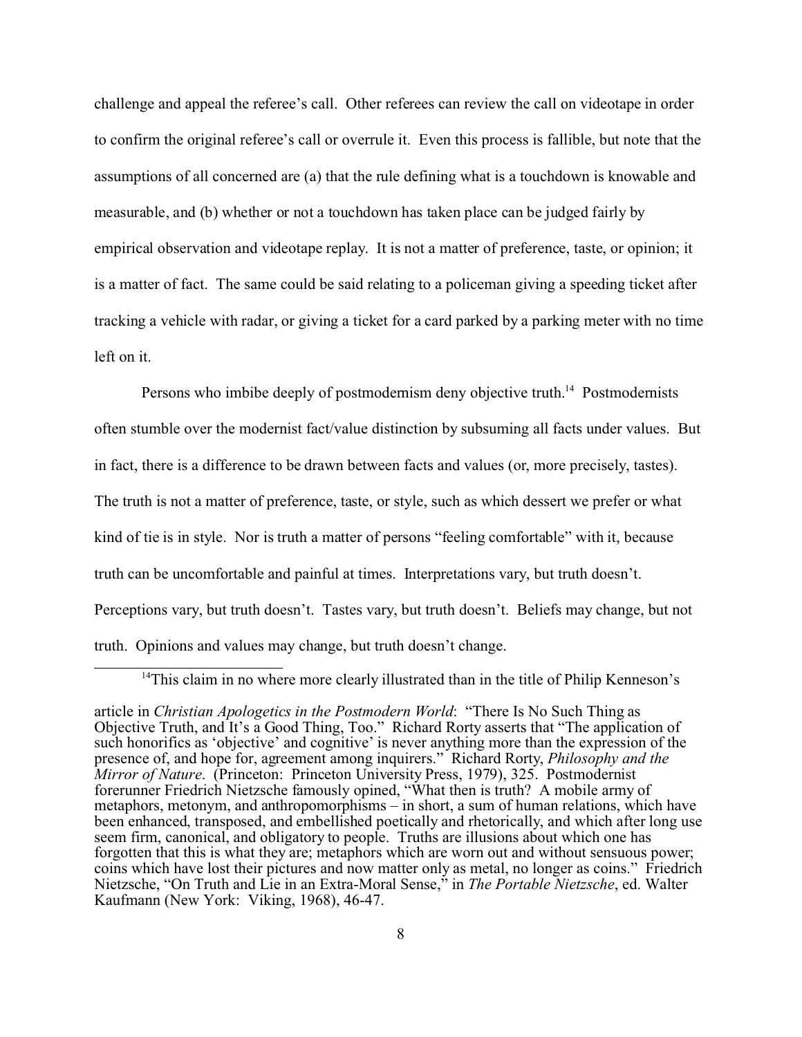challenge and appeal the referee's call. Other referees can review the call on videotape in order to confirm the original referee's call or overrule it. Even this process is fallible, but note that the assumptions of all concerned are (a) that the rule defining what is a touchdown is knowable and measurable, and (b) whether or not a touchdown has taken place can be judged fairly by empirical observation and videotape replay. It is not a matter of preference, taste, or opinion; it is a matter of fact. The same could be said relating to a policeman giving a speeding ticket after tracking a vehicle with radar, or giving a ticket for a card parked by a parking meter with no time left on it.

Persons who imbibe deeply of postmodernism deny objective truth.[14] Postmodernists often stumble over the modernist fact/value distinction by subsuming all facts under values. But in fact, there is a difference to be drawn between facts and values (or, more precisely, tastes). The truth is not a matter of preference, taste, or style, such as which dessert we prefer or what kind of tie is in style. Nor is truth a matter of persons "feeling comfortable" with it, because truth can be uncomfortable and painful at times. Interpretations vary, but truth doesn't. Perceptions vary, but truth doesn't. Tastes vary, but truth doesn't. Beliefs may change, but not truth. Opinions and values may change, but truth doesn't change.

---

[14]This claim in no where more clearly illustrated than in the title of Philip Kenneson's article in *Christian Apologetics in the Postmodern World*: "There Is No Such Thing as Objective Truth, and It's a Good Thing, Too." Richard Rorty asserts that "The application of such honorifics as 'objective' and cognitive' is never anything more than the expression of the presence of, and hope for, agreement among inquirers." Richard Rorty, *Philosophy and the Mirror of Nature*. (Princeton: Princeton University Press, 1979), 325. Postmodernist forerunner Friedrich Nietzsche famously opined, "What then is truth? A mobile army of metaphors, metonym, and anthropomorphisms – in short, a sum of human relations, which have been enhanced, transposed, and embellished poetically and rhetorically, and which after long use seem firm, canonical, and obligatory to people. Truths are illusions about which one has forgotten that this is what they are; metaphors which are worn out and without sensuous power; coins which have lost their pictures and now matter only as metal, no longer as coins." Friedrich Nietzsche, "On Truth and Lie in an Extra-Moral Sense," in *The Portable Nietzsche*, ed. Walter Kaufmann (New York: Viking, 1968), 46-47.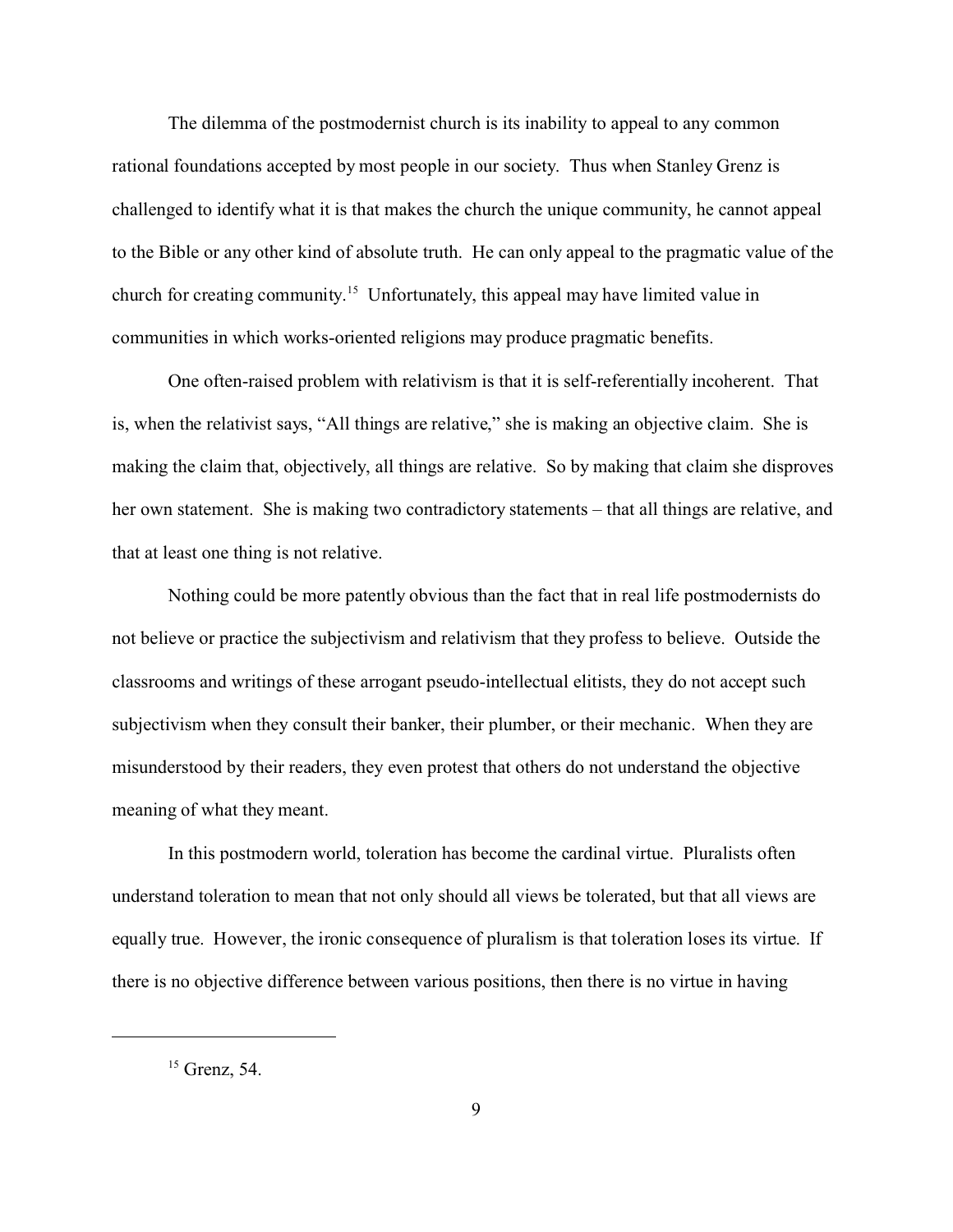The dilemma of the postmodernist church is its inability to appeal to any common rational foundations accepted by most people in our society. Thus when Stanley Grenz is challenged to identify what it is that makes the church the unique community, he cannot appeal to the Bible or any other kind of absolute truth. He can only appeal to the pragmatic value of the church for creating community.[15] Unfortunately, this appeal may have limited value in communities in which works-oriented religions may produce pragmatic benefits.

One often-raised problem with relativism is that it is self-referentially incoherent. That is, when the relativist says, "All things are relative," she is making an objective claim. She is making the claim that, objectively, all things are relative. So by making that claim she disproves her own statement. She is making two contradictory statements – that all things are relative, and that at least one thing is not relative.

Nothing could be more patently obvious than the fact that in real life postmodernists do not believe or practice the subjectivism and relativism that they profess to believe. Outside the classrooms and writings of these arrogant pseudo-intellectual elitists, they do not accept such subjectivism when they consult their banker, their plumber, or their mechanic. When they are misunderstood by their readers, they even protest that others do not understand the objective meaning of what they meant.

In this postmodern world, toleration has become the cardinal virtue. Pluralists often understand toleration to mean that not only should all views be tolerated, but that all views are equally true. However, the ironic consequence of pluralism is that toleration loses its virtue. If there is no objective difference between various positions, then there is no virtue in having

---

[15] Grenz, 54.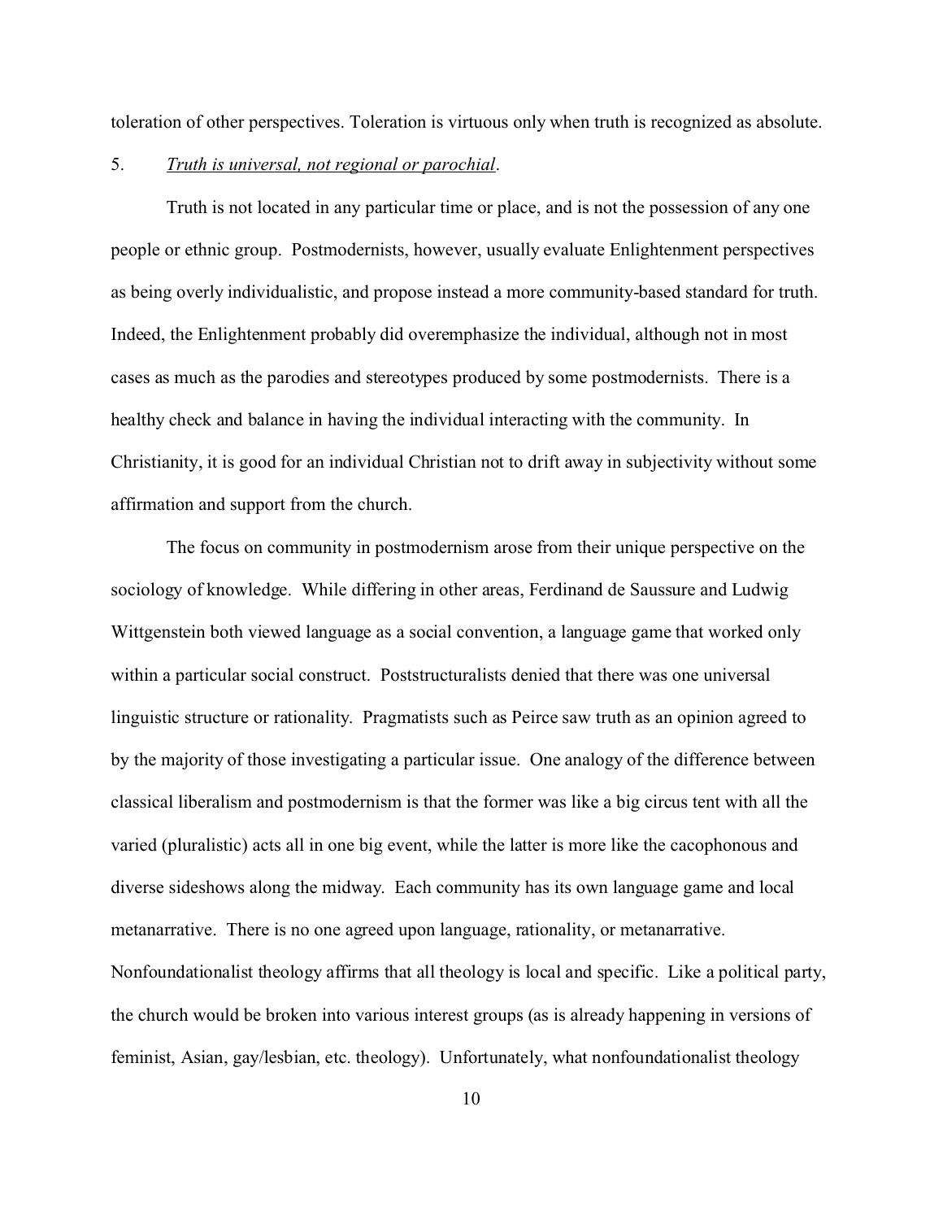toleration of other perspectives. Toleration is virtuous only when truth is recognized as absolute.

5. *<u>Truth is universal, not regional or parochial</u>*.

Truth is not located in any particular time or place, and is not the possession of any one people or ethnic group. Postmodernists, however, usually evaluate Enlightenment perspectives as being overly individualistic, and propose instead a more community-based standard for truth. Indeed, the Enlightenment probably did overemphasize the individual, although not in most cases as much as the parodies and stereotypes produced by some postmodernists. There is a healthy check and balance in having the individual interacting with the community. In Christianity, it is good for an individual Christian not to drift away in subjectivity without some affirmation and support from the church.

The focus on community in postmodernism arose from their unique perspective on the sociology of knowledge. While differing in other areas, Ferdinand de Saussure and Ludwig Wittgenstein both viewed language as a social convention, a language game that worked only within a particular social construct. Poststructuralists denied that there was one universal linguistic structure or rationality. Pragmatists such as Peirce saw truth as an opinion agreed to by the majority of those investigating a particular issue. One analogy of the difference between classical liberalism and postmodernism is that the former was like a big circus tent with all the varied (pluralistic) acts all in one big event, while the latter is more like the cacophonous and diverse sideshows along the midway. Each community has its own language game and local metanarrative. There is no one agreed upon language, rationality, or metanarrative. Nonfoundationalist theology affirms that all theology is local and specific. Like a political party, the church would be broken into various interest groups (as is already happening in versions of feminist, Asian, gay/lesbian, etc. theology). Unfortunately, what nonfoundationalist theology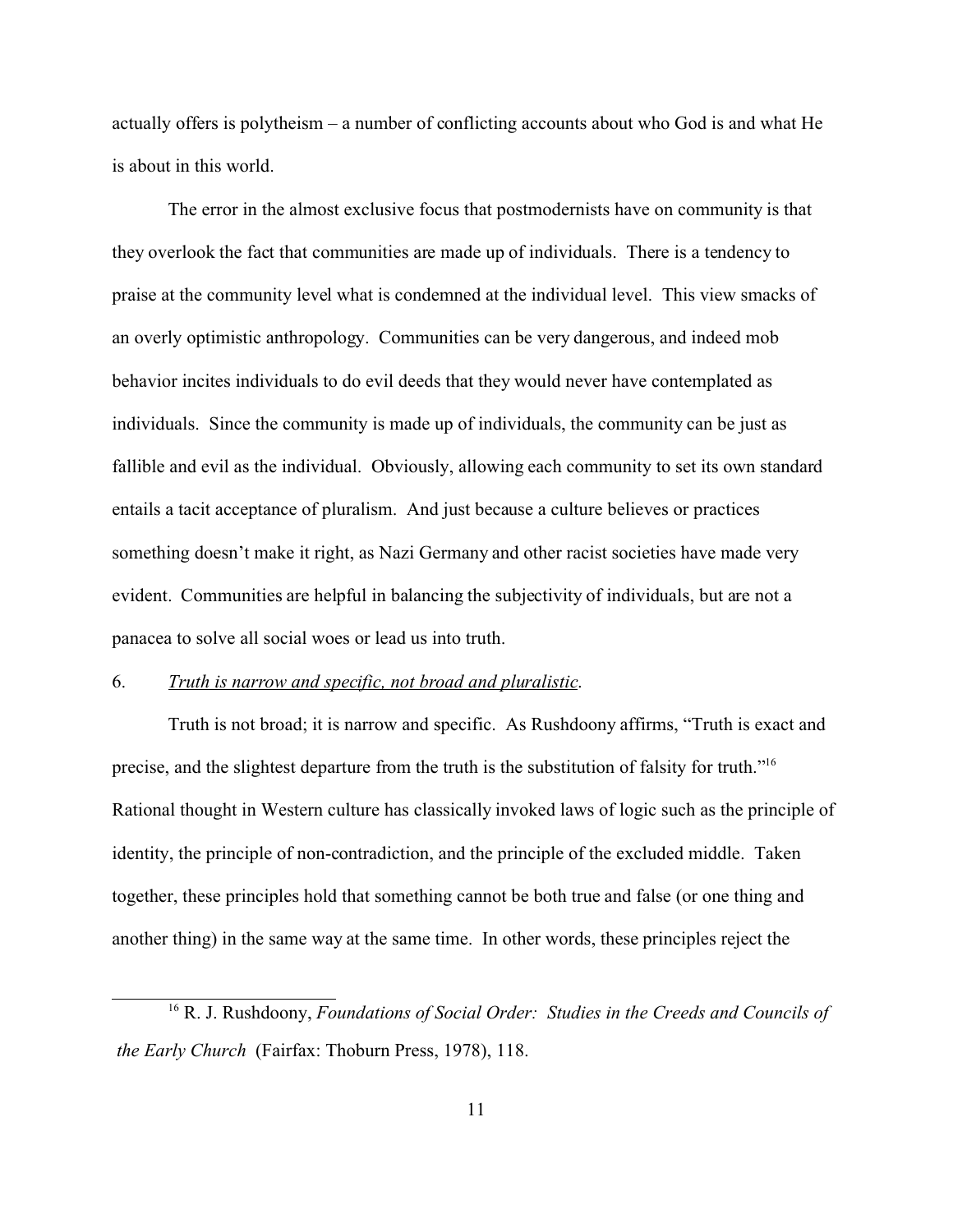actually offers is polytheism – a number of conflicting accounts about who God is and what He is about in this world.

The error in the almost exclusive focus that postmodernists have on community is that they overlook the fact that communities are made up of individuals. There is a tendency to praise at the community level what is condemned at the individual level. This view smacks of an overly optimistic anthropology. Communities can be very dangerous, and indeed mob behavior incites individuals to do evil deeds that they would never have contemplated as individuals. Since the community is made up of individuals, the community can be just as fallible and evil as the individual. Obviously, allowing each community to set its own standard entails a tacit acceptance of pluralism. And just because a culture believes or practices something doesn't make it right, as Nazi Germany and other racist societies have made very evident. Communities are helpful in balancing the subjectivity of individuals, but are not a panacea to solve all social woes or lead us into truth.

6. *Truth is narrow and specific, not broad and pluralistic.*

Truth is not broad; it is narrow and specific. As Rushdoony affirms, "Truth is exact and precise, and the slightest departure from the truth is the substitution of falsity for truth."[16] Rational thought in Western culture has classically invoked laws of logic such as the principle of identity, the principle of non-contradiction, and the principle of the excluded middle. Taken together, these principles hold that something cannot be both true and false (or one thing and another thing) in the same way at the same time. In other words, these principles reject the

---

[16] R. J. Rushdoony, *Foundations of Social Order: Studies in the Creeds and Councils of the Early Church* (Fairfax: Thoburn Press, 1978), 118.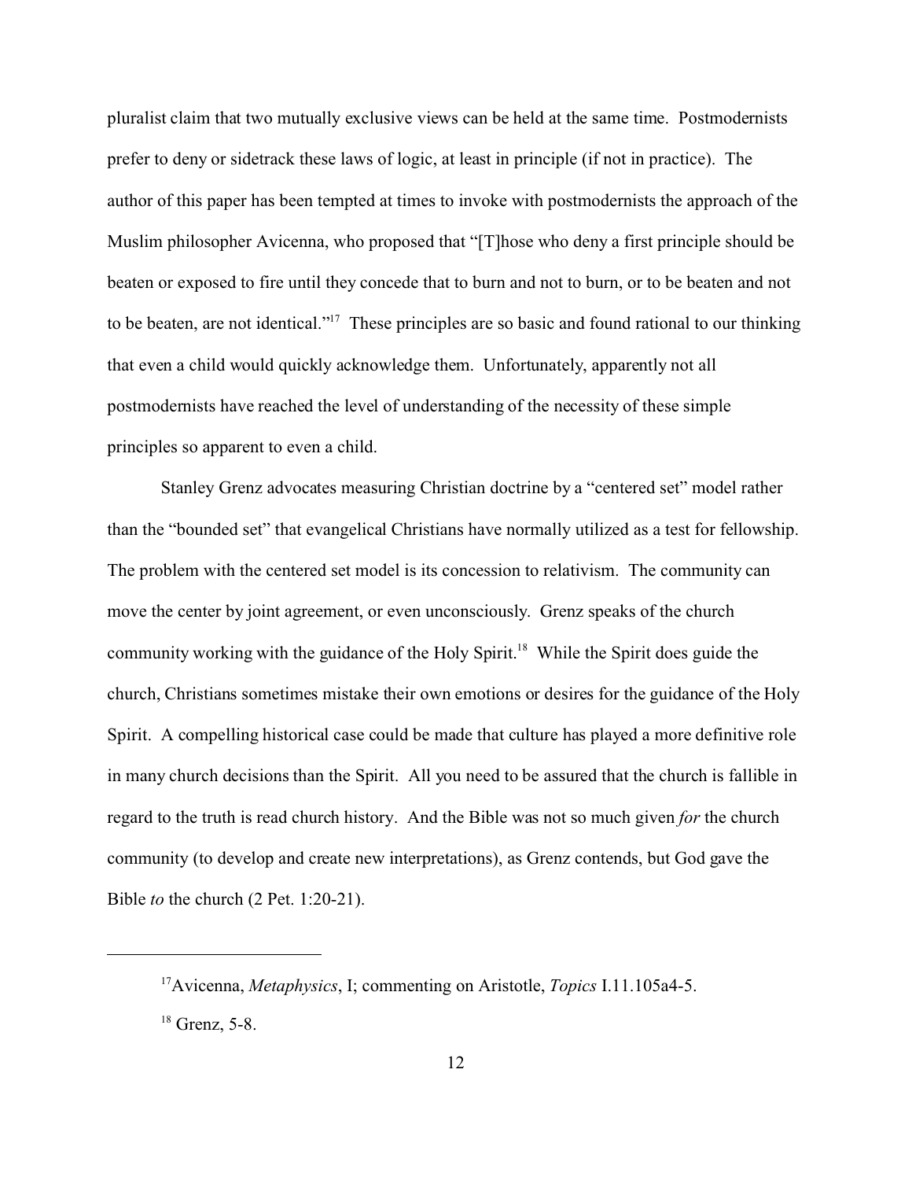pluralist claim that two mutually exclusive views can be held at the same time. Postmodernists prefer to deny or sidetrack these laws of logic, at least in principle (if not in practice). The author of this paper has been tempted at times to invoke with postmodernists the approach of the Muslim philosopher Avicenna, who proposed that "[T]hose who deny a first principle should be beaten or exposed to fire until they concede that to burn and not to burn, or to be beaten and not to be beaten, are not identical."[17] These principles are so basic and found rational to our thinking that even a child would quickly acknowledge them. Unfortunately, apparently not all postmodernists have reached the level of understanding of the necessity of these simple principles so apparent to even a child.

Stanley Grenz advocates measuring Christian doctrine by a "centered set" model rather than the "bounded set" that evangelical Christians have normally utilized as a test for fellowship. The problem with the centered set model is its concession to relativism. The community can move the center by joint agreement, or even unconsciously. Grenz speaks of the church community working with the guidance of the Holy Spirit.[18] While the Spirit does guide the church, Christians sometimes mistake their own emotions or desires for the guidance of the Holy Spirit. A compelling historical case could be made that culture has played a more definitive role in many church decisions than the Spirit. All you need to be assured that the church is fallible in regard to the truth is read church history. And the Bible was not so much given *for* the church community (to develop and create new interpretations), as Grenz contends, but God gave the Bible *to* the church (2 Pet. 1:20-21).

---

[17]Avicenna, *Metaphysics*, I; commenting on Aristotle, *Topics* I.11.105a4-5.

[18] Grenz, 5-8.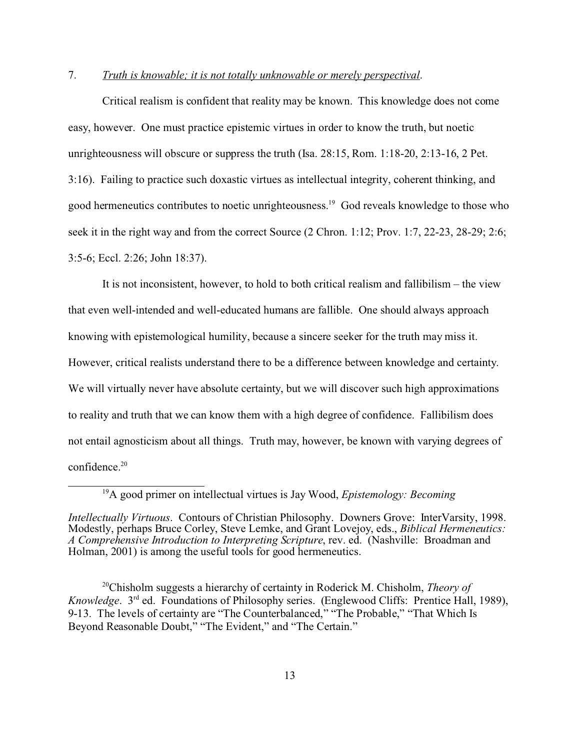7. *Truth is knowable; it is not totally unknowable or merely perspectival*.

Critical realism is confident that reality may be known. This knowledge does not come easy, however. One must practice epistemic virtues in order to know the truth, but noetic unrighteousness will obscure or suppress the truth (Isa. 28:15, Rom. 1:18-20, 2:13-16, 2 Pet. 3:16). Failing to practice such doxastic virtues as intellectual integrity, coherent thinking, and good hermeneutics contributes to noetic unrighteousness.[19] God reveals knowledge to those who seek it in the right way and from the correct Source (2 Chron. 1:12; Prov. 1:7, 22-23, 28-29; 2:6; 3:5-6; Eccl. 2:26; John 18:37).

It is not inconsistent, however, to hold to both critical realism and fallibilism – the view that even well-intended and well-educated humans are fallible. One should always approach knowing with epistemological humility, because a sincere seeker for the truth may miss it. However, critical realists understand there to be a difference between knowledge and certainty. We will virtually never have absolute certainty, but we will discover such high approximations to reality and truth that we can know them with a high degree of confidence. Fallibilism does not entail agnosticism about all things. Truth may, however, be known with varying degrees of confidence.[20]

---

[19]A good primer on intellectual virtues is Jay Wood, *Epistemology: Becoming Intellectually Virtuous*. Contours of Christian Philosophy. Downers Grove: InterVarsity, 1998. Modestly, perhaps Bruce Corley, Steve Lemke, and Grant Lovejoy, eds., *Biblical Hermeneutics: A Comprehensive Introduction to Interpreting Scripture*, rev. ed. (Nashville: Broadman and Holman, 2001) is among the useful tools for good hermeneutics.

[20]Chisholm suggests a hierarchy of certainty in Roderick M. Chisholm, *Theory of Knowledge*. 3rd ed. Foundations of Philosophy series. (Englewood Cliffs: Prentice Hall, 1989), 9-13. The levels of certainty are "The Counterbalanced," "The Probable," "That Which Is Beyond Reasonable Doubt," "The Evident," and "The Certain."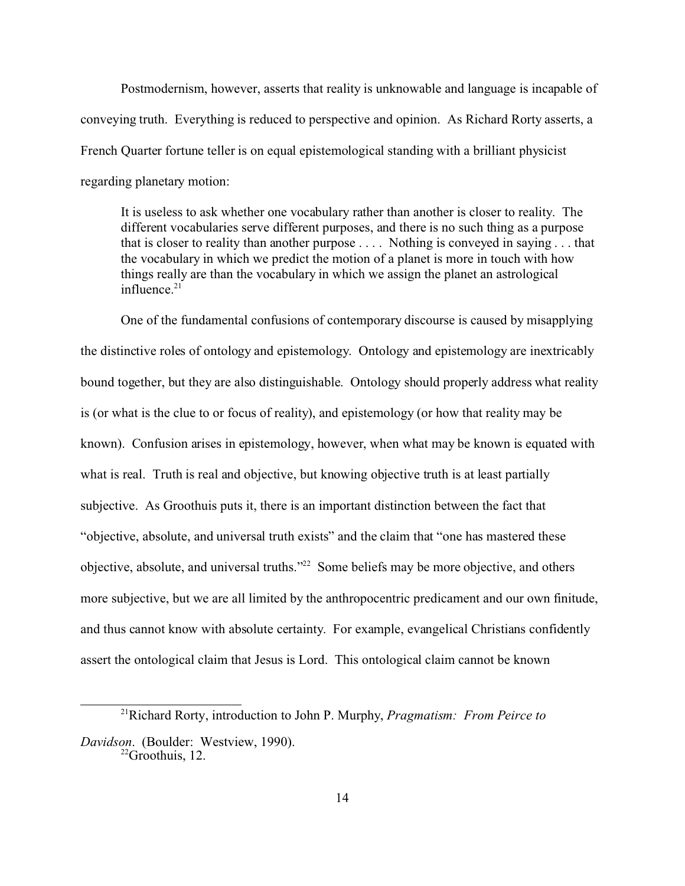Postmodernism, however, asserts that reality is unknowable and language is incapable of conveying truth. Everything is reduced to perspective and opinion. As Richard Rorty asserts, a French Quarter fortune teller is on equal epistemological standing with a brilliant physicist regarding planetary motion:

> It is useless to ask whether one vocabulary rather than another is closer to reality. The different vocabularies serve different purposes, and there is no such thing as a purpose that is closer to reality than another purpose . . . . Nothing is conveyed in saying . . . that the vocabulary in which we predict the motion of a planet is more in touch with how things really are than the vocabulary in which we assign the planet an astrological influence.[21]

One of the fundamental confusions of contemporary discourse is caused by misapplying the distinctive roles of ontology and epistemology. Ontology and epistemology are inextricably bound together, but they are also distinguishable. Ontology should properly address what reality is (or what is the clue to or focus of reality), and epistemology (or how that reality may be known). Confusion arises in epistemology, however, when what may be known is equated with what is real. Truth is real and objective, but knowing objective truth is at least partially subjective. As Groothuis puts it, there is an important distinction between the fact that "objective, absolute, and universal truth exists" and the claim that "one has mastered these objective, absolute, and universal truths."[22] Some beliefs may be more objective, and others more subjective, but we are all limited by the anthropocentric predicament and our own finitude, and thus cannot know with absolute certainty. For example, evangelical Christians confidently assert the ontological claim that Jesus is Lord. This ontological claim cannot be known

---

[21] Richard Rorty, introduction to John P. Murphy, *Pragmatism: From Peirce to Davidson*. (Boulder: Westview, 1990).

[22] Groothuis, 12.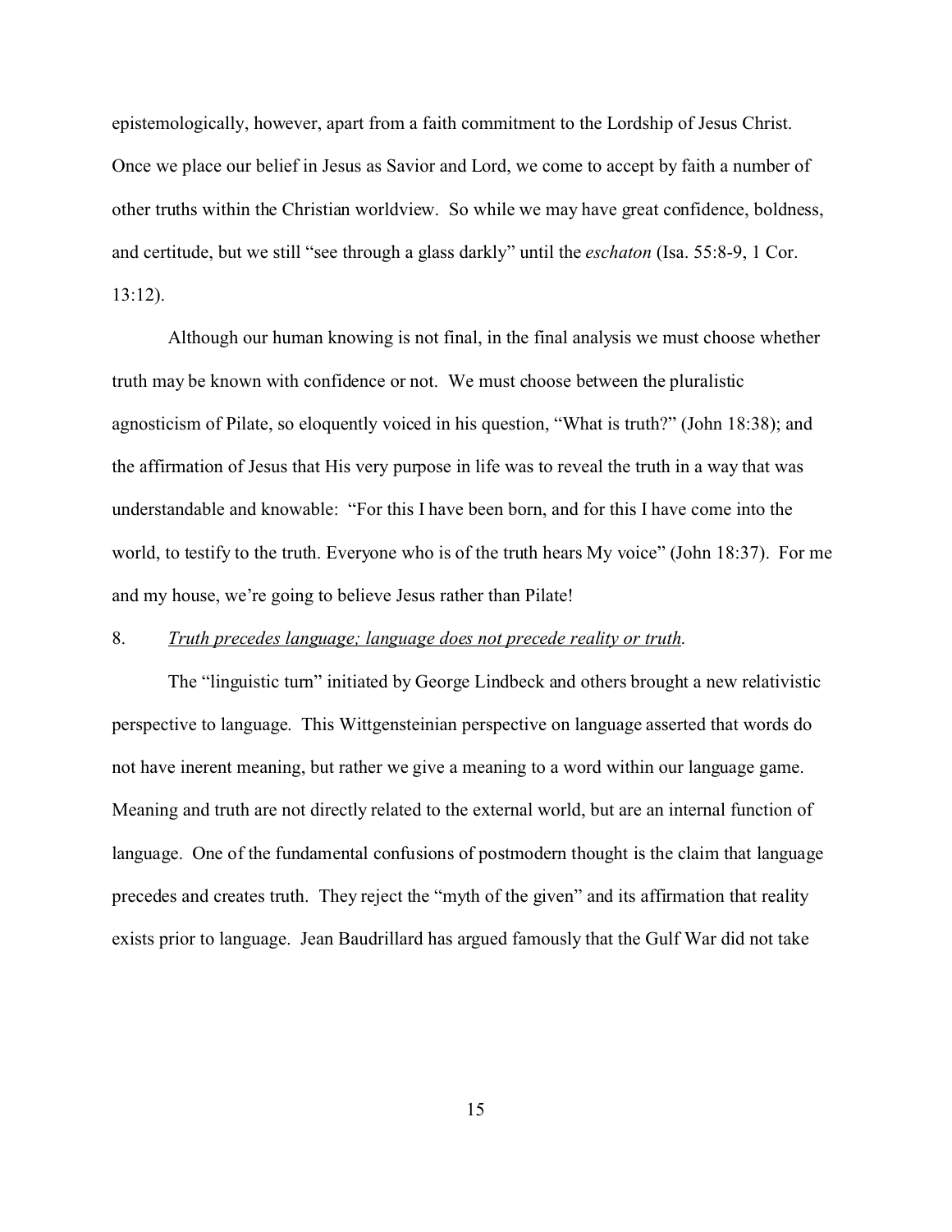epistemologically, however, apart from a faith commitment to the Lordship of Jesus Christ. Once we place our belief in Jesus as Savior and Lord, we come to accept by faith a number of other truths within the Christian worldview. So while we may have great confidence, boldness, and certitude, but we still "see through a glass darkly" until the *eschaton* (Isa. 55:8-9, 1 Cor. 13:12).

Although our human knowing is not final, in the final analysis we must choose whether truth may be known with confidence or not. We must choose between the pluralistic agnosticism of Pilate, so eloquently voiced in his question, "What is truth?" (John 18:38); and the affirmation of Jesus that His very purpose in life was to reveal the truth in a way that was understandable and knowable: "For this I have been born, and for this I have come into the world, to testify to the truth. Everyone who is of the truth hears My voice" (John 18:37). For me and my house, we're going to believe Jesus rather than Pilate!

8. *Truth precedes language; language does not precede reality or truth.*

The "linguistic turn" initiated by George Lindbeck and others brought a new relativistic perspective to language. This Wittgensteinian perspective on language asserted that words do not have inerent meaning, but rather we give a meaning to a word within our language game. Meaning and truth are not directly related to the external world, but are an internal function of language. One of the fundamental confusions of postmodern thought is the claim that language precedes and creates truth. They reject the "myth of the given" and its affirmation that reality exists prior to language. Jean Baudrillard has argued famously that the Gulf War did not take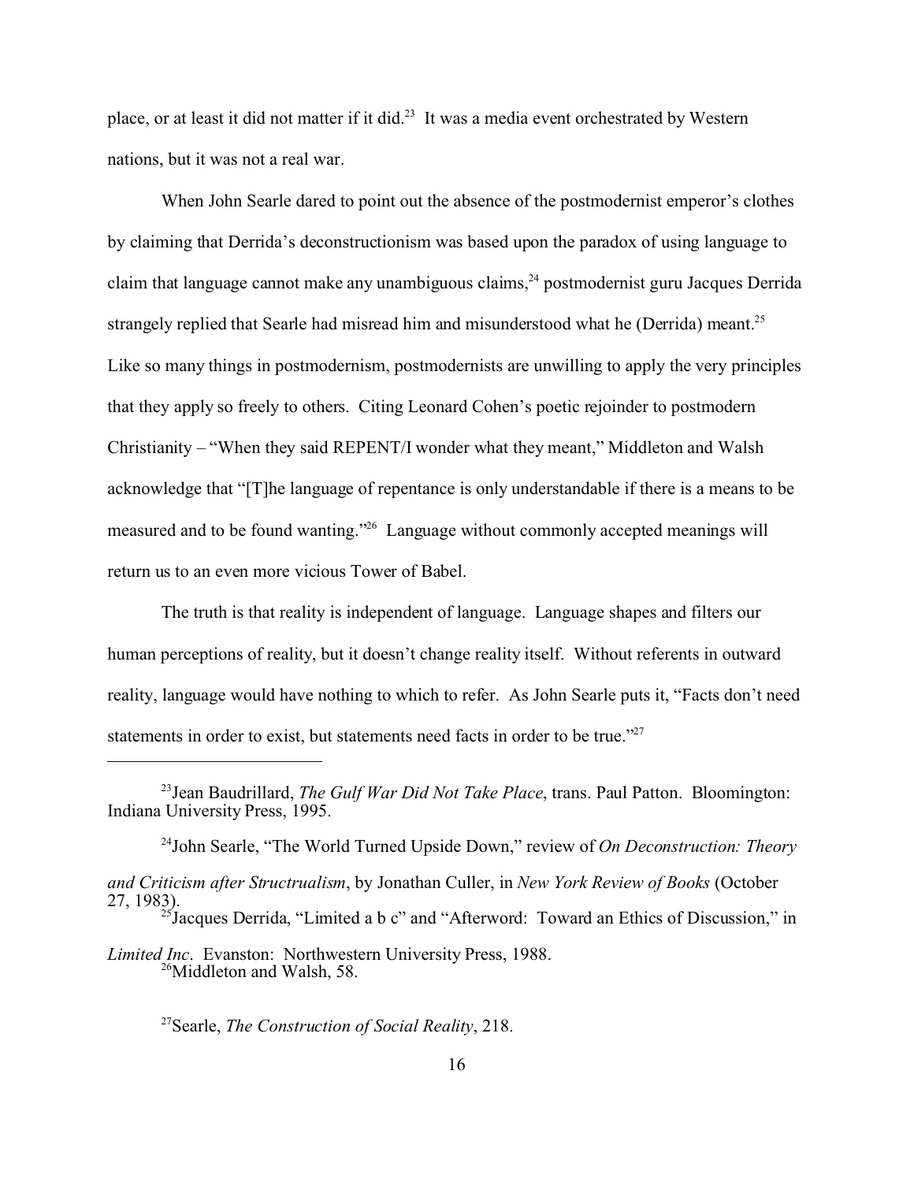place, or at least it did not matter if it did.[23] It was a media event orchestrated by Western nations, but it was not a real war.

When John Searle dared to point out the absence of the postmodernist emperor's clothes by claiming that Derrida's deconstructionism was based upon the paradox of using language to claim that language cannot make any unambiguous claims,[24] postmodernist guru Jacques Derrida strangely replied that Searle had misread him and misunderstood what he (Derrida) meant.[25] Like so many things in postmodernism, postmodernists are unwilling to apply the very principles that they apply so freely to others. Citing Leonard Cohen's poetic rejoinder to postmodern Christianity – "When they said REPENT/I wonder what they meant," Middleton and Walsh acknowledge that "[T]he language of repentance is only understandable if there is a means to be measured and to be found wanting."[26] Language without commonly accepted meanings will return us to an even more vicious Tower of Babel.

The truth is that reality is independent of language. Language shapes and filters our human perceptions of reality, but it doesn't change reality itself. Without referents in outward reality, language would have nothing to which to refer. As John Searle puts it, "Facts don't need statements in order to exist, but statements need facts in order to be true."[27]

---

[23] Jean Baudrillard, *The Gulf War Did Not Take Place*, trans. Paul Patton. Bloomington: Indiana University Press, 1995.

[24] John Searle, "The World Turned Upside Down," review of *On Deconstruction: Theory and Criticism after Structrualism*, by Jonathan Culler, in *New York Review of Books* (October 27, 1983).

[25] Jacques Derrida, "Limited a b c" and "Afterword: Toward an Ethics of Discussion," in *Limited Inc*. Evanston: Northwestern University Press, 1988.

[26] Middleton and Walsh, 58.

[27] Searle, *The Construction of Social Reality*, 218.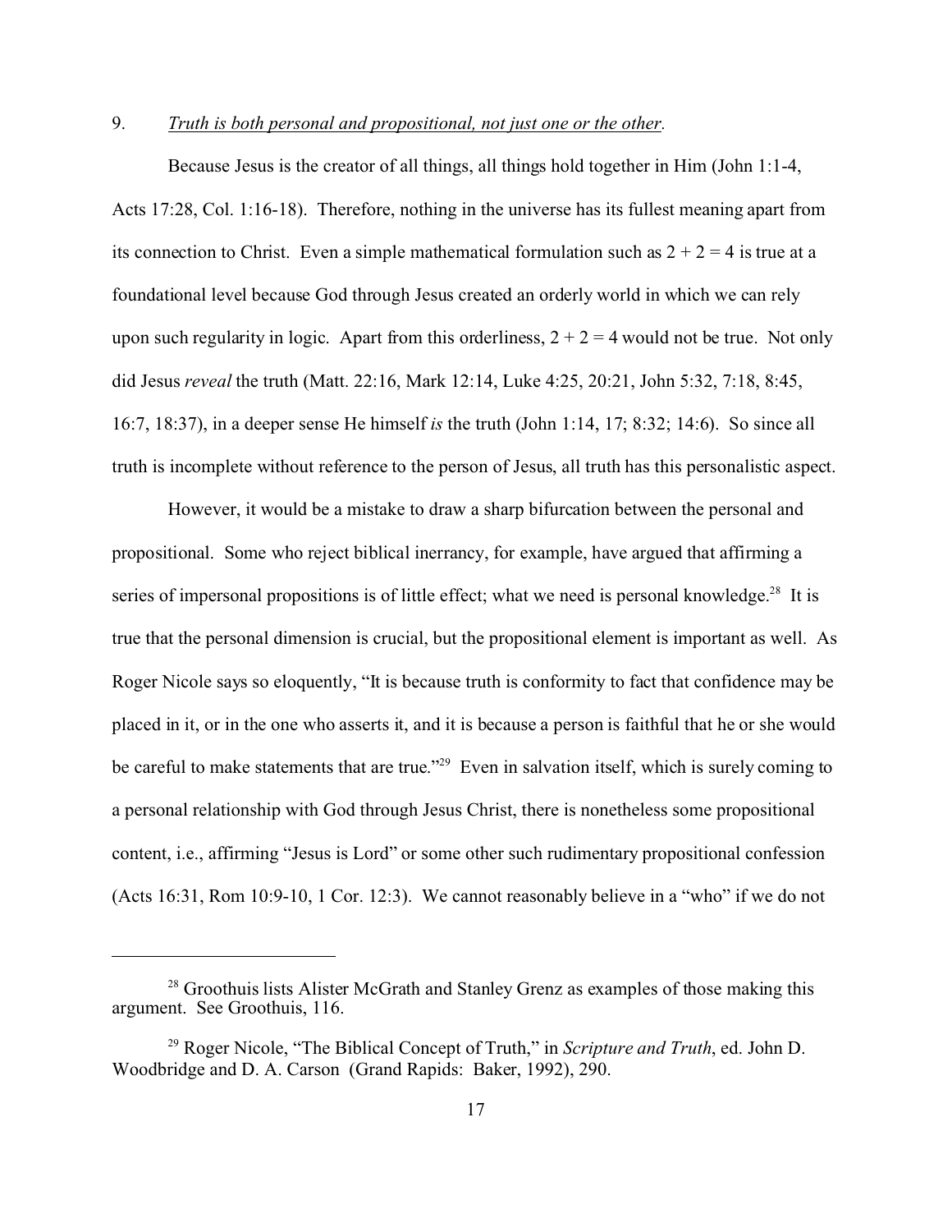9. *Truth is both personal and propositional, not just one or the other.*

Because Jesus is the creator of all things, all things hold together in Him (John 1:1-4, Acts 17:28, Col. 1:16-18). Therefore, nothing in the universe has its fullest meaning apart from its connection to Christ. Even a simple mathematical formulation such as $2 + 2 = 4$ is true at a foundational level because God through Jesus created an orderly world in which we can rely upon such regularity in logic. Apart from this orderliness, $2 + 2 = 4$ would not be true. Not only did Jesus *reveal* the truth (Matt. 22:16, Mark 12:14, Luke 4:25, 20:21, John 5:32, 7:18, 8:45, 16:7, 18:37), in a deeper sense He himself *is* the truth (John 1:14, 17; 8:32; 14:6). So since all truth is incomplete without reference to the person of Jesus, all truth has this personalistic aspect.

However, it would be a mistake to draw a sharp bifurcation between the personal and propositional. Some who reject biblical inerrancy, for example, have argued that affirming a series of impersonal propositions is of little effect; what we need is personal knowledge.[28] It is true that the personal dimension is crucial, but the propositional element is important as well. As Roger Nicole says so eloquently, "It is because truth is conformity to fact that confidence may be placed in it, or in the one who asserts it, and it is because a person is faithful that he or she would be careful to make statements that are true."[29] Even in salvation itself, which is surely coming to a personal relationship with God through Jesus Christ, there is nonetheless some propositional content, i.e., affirming "Jesus is Lord" or some other such rudimentary propositional confession (Acts 16:31, Rom 10:9-10, 1 Cor. 12:3). We cannot reasonably believe in a "who" if we do not

---

[28] Groothuis lists Alister McGrath and Stanley Grenz as examples of those making this argument. See Groothuis, 116.

[29] Roger Nicole, "The Biblical Concept of Truth," in *Scripture and Truth*, ed. John D. Woodbridge and D. A. Carson (Grand Rapids: Baker, 1992), 290.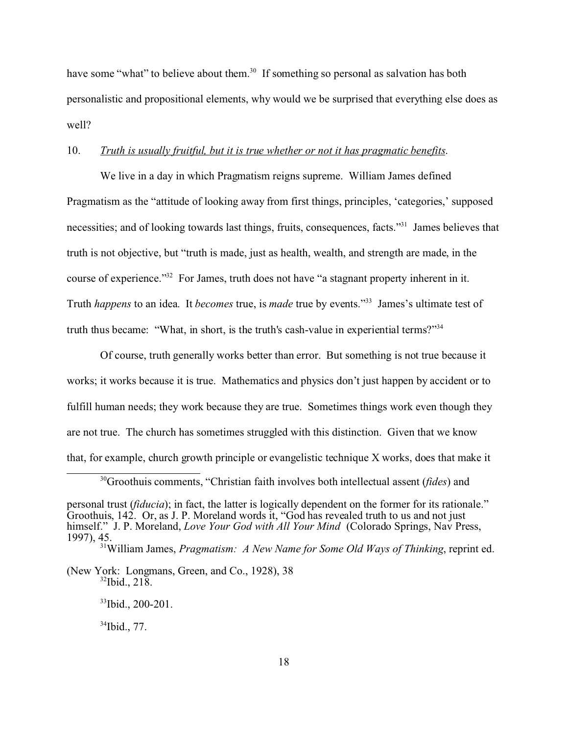have some "what" to believe about them.[30] If something so personal as salvation has both personalistic and propositional elements, why would we be surprised that everything else does as well?

10. <u>*Truth is usually fruitful, but it is true whether or not it has pragmatic benefits*</u>.

We live in a day in which Pragmatism reigns supreme. William James defined Pragmatism as the "attitude of looking away from first things, principles, 'categories,' supposed necessities; and of looking towards last things, fruits, consequences, facts."[31] James believes that truth is not objective, but "truth is made, just as health, wealth, and strength are made, in the course of experience."[32] For James, truth does not have "a stagnant property inherent in it. Truth *happens* to an idea. It *becomes* true, is *made* true by events."[33] James's ultimate test of truth thus became: "What, in short, is the truth's cash-value in experiential terms?"[34]

Of course, truth generally works better than error. But something is not true because it works; it works because it is true. Mathematics and physics don't just happen by accident or to fulfill human needs; they work because they are true. Sometimes things work even though they are not true. The church has sometimes struggled with this distinction. Given that we know that, for example, church growth principle or evangelistic technique X works, does that make it

---

[30] Groothuis comments, "Christian faith involves both intellectual assent (*fides*) and personal trust (*fiducia*); in fact, the latter is logically dependent on the former for its rationale." Groothuis, 142. Or, as J. P. Moreland words it, "God has revealed truth to us and not just himself." J. P. Moreland, *Love Your God with All Your Mind* (Colorado Springs, Nav Press, 1997), 45.

[31] William James, *Pragmatism: A New Name for Some Old Ways of Thinking*, reprint ed. (New York: Longmans, Green, and Co., 1928), 38

[32] Ibid., 218.

[33] Ibid., 200-201.

[34] Ibid., 77.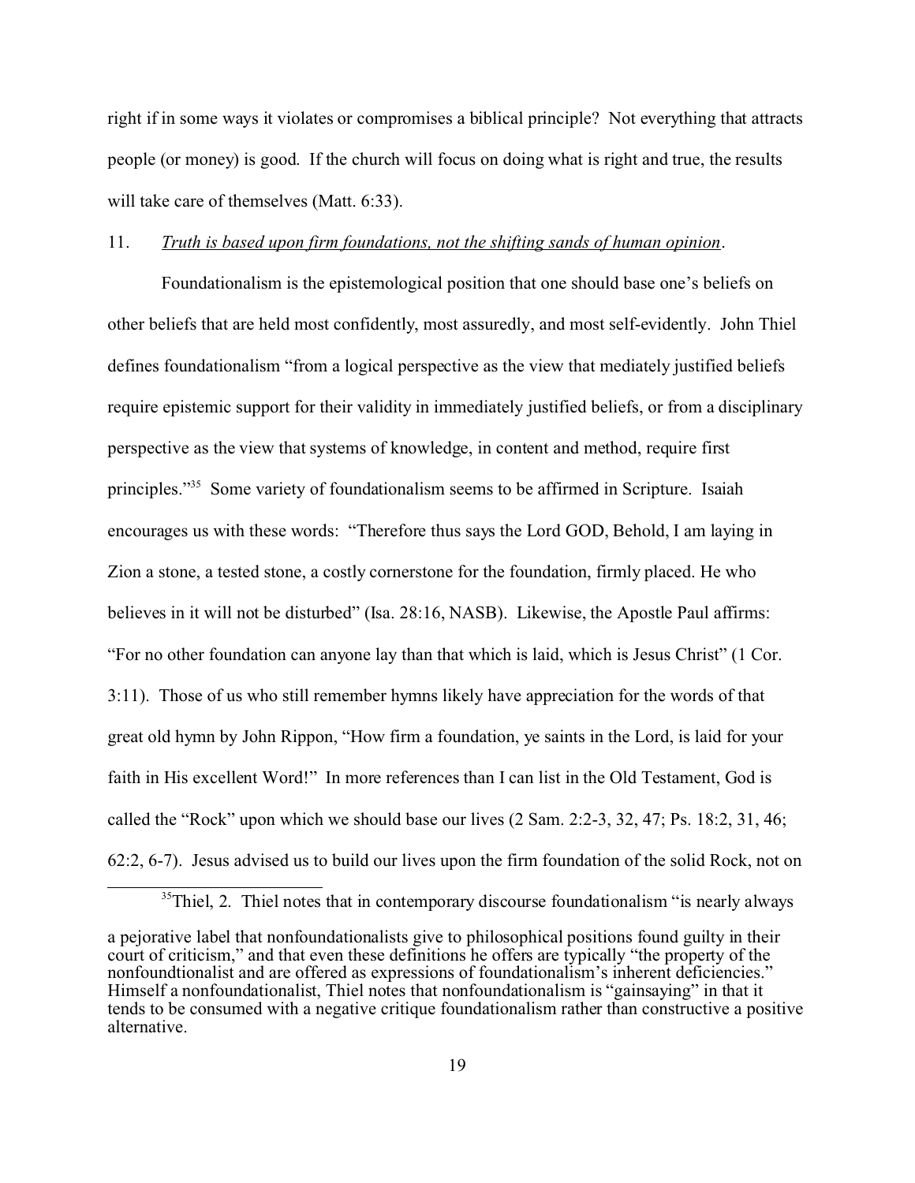right if in some ways it violates or compromises a biblical principle? Not everything that attracts people (or money) is good. If the church will focus on doing what is right and true, the results will take care of themselves (Matt. 6:33).

11. *Truth is based upon firm foundations, not the shifting sands of human opinion*.

Foundationalism is the epistemological position that one should base one's beliefs on other beliefs that are held most confidently, most assuredly, and most self-evidently. John Thiel defines foundationalism "from a logical perspective as the view that mediately justified beliefs require epistemic support for their validity in immediately justified beliefs, or from a disciplinary perspective as the view that systems of knowledge, in content and method, require first principles."[35] Some variety of foundationalism seems to be affirmed in Scripture. Isaiah encourages us with these words: "Therefore thus says the Lord GOD, Behold, I am laying in Zion a stone, a tested stone, a costly cornerstone for the foundation, firmly placed. He who believes in it will not be disturbed" (Isa. 28:16, NASB). Likewise, the Apostle Paul affirms: "For no other foundation can anyone lay than that which is laid, which is Jesus Christ" (1 Cor. 3:11). Those of us who still remember hymns likely have appreciation for the words of that great old hymn by John Rippon, "How firm a foundation, ye saints in the Lord, is laid for your faith in His excellent Word!" In more references than I can list in the Old Testament, God is called the "Rock" upon which we should base our lives (2 Sam. 2:2-3, 32, 47; Ps. 18:2, 31, 46; 62:2, 6-7). Jesus advised us to build our lives upon the firm foundation of the solid Rock, not on

[35]Thiel, 2. Thiel notes that in contemporary discourse foundationalism "is nearly always a pejorative label that nonfoundationalists give to philosophical positions found guilty in their court of criticism," and that even these definitions he offers are typically "the property of the nonfoundtionalist and are offered as expressions of foundationalism's inherent deficiencies." Himself a nonfoundationalist, Thiel notes that nonfoundationalism is "gainsaying" in that it tends to be consumed with a negative critique foundationalism rather than constructive a positive alternative.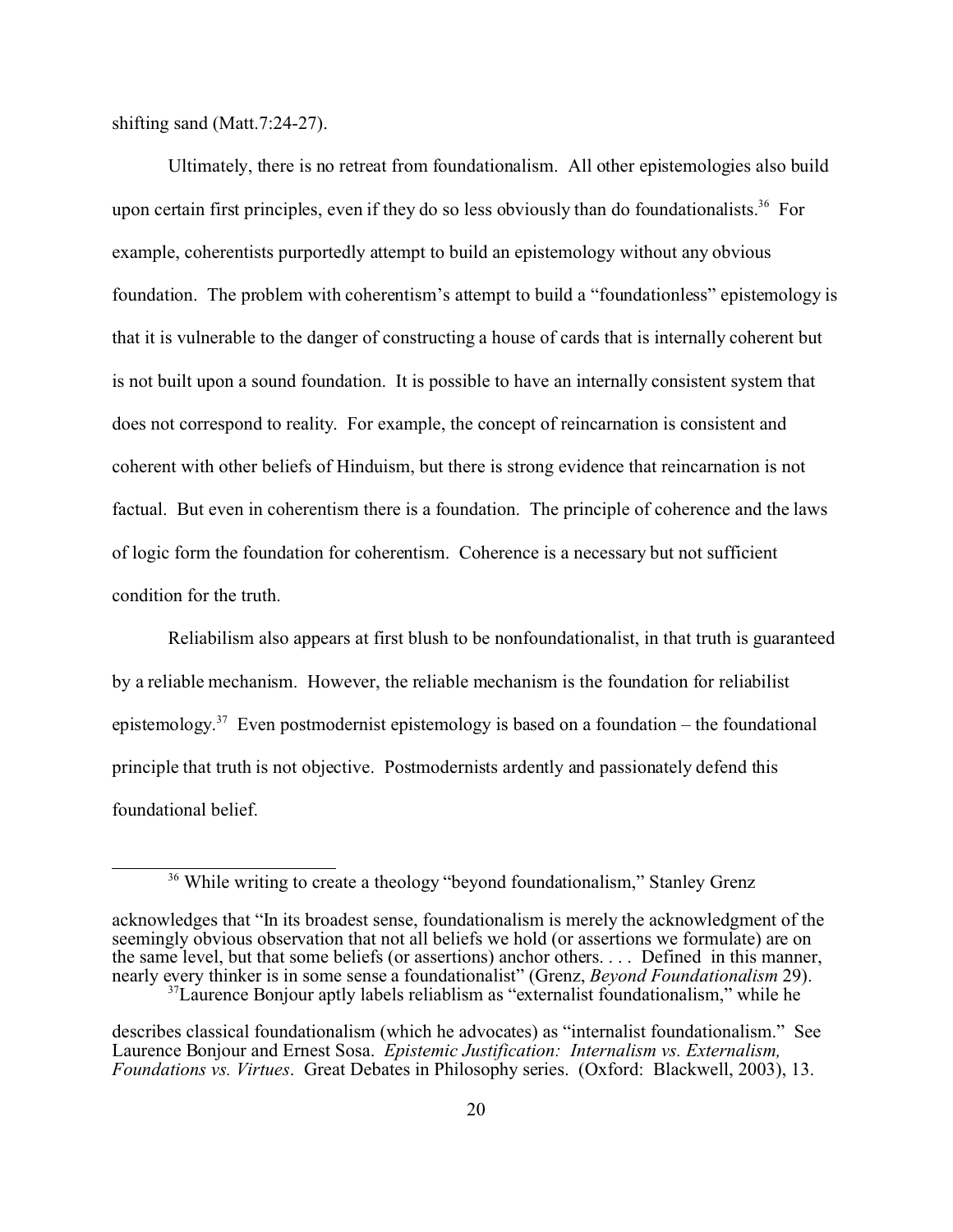shifting sand (Matt.7:24-27).

Ultimately, there is no retreat from foundationalism. All other epistemologies also build upon certain first principles, even if they do so less obviously than do foundationalists.[36] For example, coherentists purportedly attempt to build an epistemology without any obvious foundation. The problem with coherentism's attempt to build a "foundationless" epistemology is that it is vulnerable to the danger of constructing a house of cards that is internally coherent but is not built upon a sound foundation. It is possible to have an internally consistent system that does not correspond to reality. For example, the concept of reincarnation is consistent and coherent with other beliefs of Hinduism, but there is strong evidence that reincarnation is not factual. But even in coherentism there is a foundation. The principle of coherence and the laws of logic form the foundation for coherentism. Coherence is a necessary but not sufficient condition for the truth.

Reliabilism also appears at first blush to be nonfoundationalist, in that truth is guaranteed by a reliable mechanism. However, the reliable mechanism is the foundation for reliabilist epistemology.[37] Even postmodernist epistemology is based on a foundation – the foundational principle that truth is not objective. Postmodernists ardently and passionately defend this foundational belief.

---

[36] While writing to create a theology "beyond foundationalism," Stanley Grenz acknowledges that "In its broadest sense, foundationalism is merely the acknowledgment of the seemingly obvious observation that not all beliefs we hold (or assertions we formulate) are on the same level, but that some beliefs (or assertions) anchor others. . . . Defined in this manner, nearly every thinker is in some sense a foundationalist" (Grenz, *Beyond Foundationalism* 29).

[37] Laurence Bonjour aptly labels reliablism as "externalist foundationalism," while he describes classical foundationalism (which he advocates) as "internalist foundationalism." See Laurence Bonjour and Ernest Sosa. *Epistemic Justification: Internalism vs. Externalism, Foundations vs. Virtues*. Great Debates in Philosophy series. (Oxford: Blackwell, 2003), 13.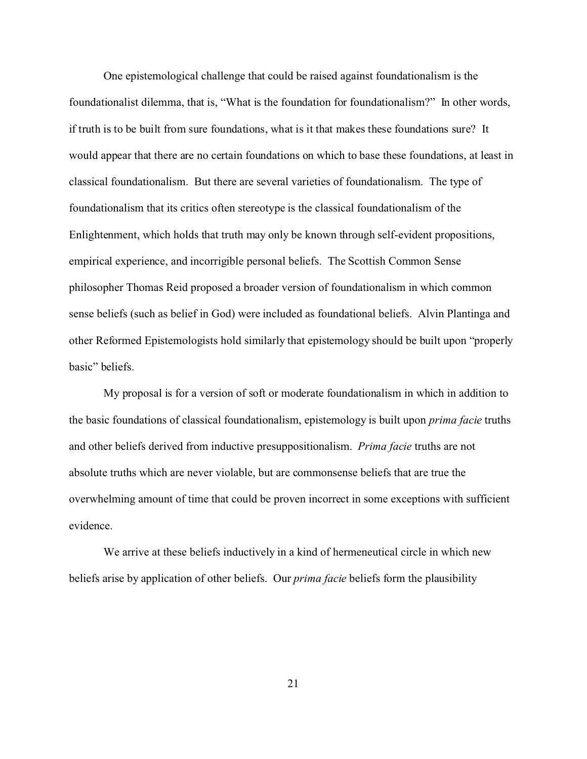One epistemological challenge that could be raised against foundationalism is the foundationalist dilemma, that is, "What is the foundation for foundationalism?" In other words, if truth is to be built from sure foundations, what is it that makes these foundations sure? It would appear that there are no certain foundations on which to base these foundations, at least in classical foundationalism. But there are several varieties of foundationalism. The type of foundationalism that its critics often stereotype is the classical foundationalism of the Enlightenment, which holds that truth may only be known through self-evident propositions, empirical experience, and incorrigible personal beliefs. The Scottish Common Sense philosopher Thomas Reid proposed a broader version of foundationalism in which common sense beliefs (such as belief in God) were included as foundational beliefs. Alvin Plantinga and other Reformed Epistemologists hold similarly that epistemology should be built upon "properly basic" beliefs.

My proposal is for a version of soft or moderate foundationalism in which in addition to the basic foundations of classical foundationalism, epistemology is built upon *prima facie* truths and other beliefs derived from inductive presuppositionalism. *Prima facie* truths are not absolute truths which are never violable, but are commonsense beliefs that are true the overwhelming amount of time that could be proven incorrect in some exceptions with sufficient evidence.

We arrive at these beliefs inductively in a kind of hermeneutical circle in which new beliefs arise by application of other beliefs. Our *prima facie* beliefs form the plausibility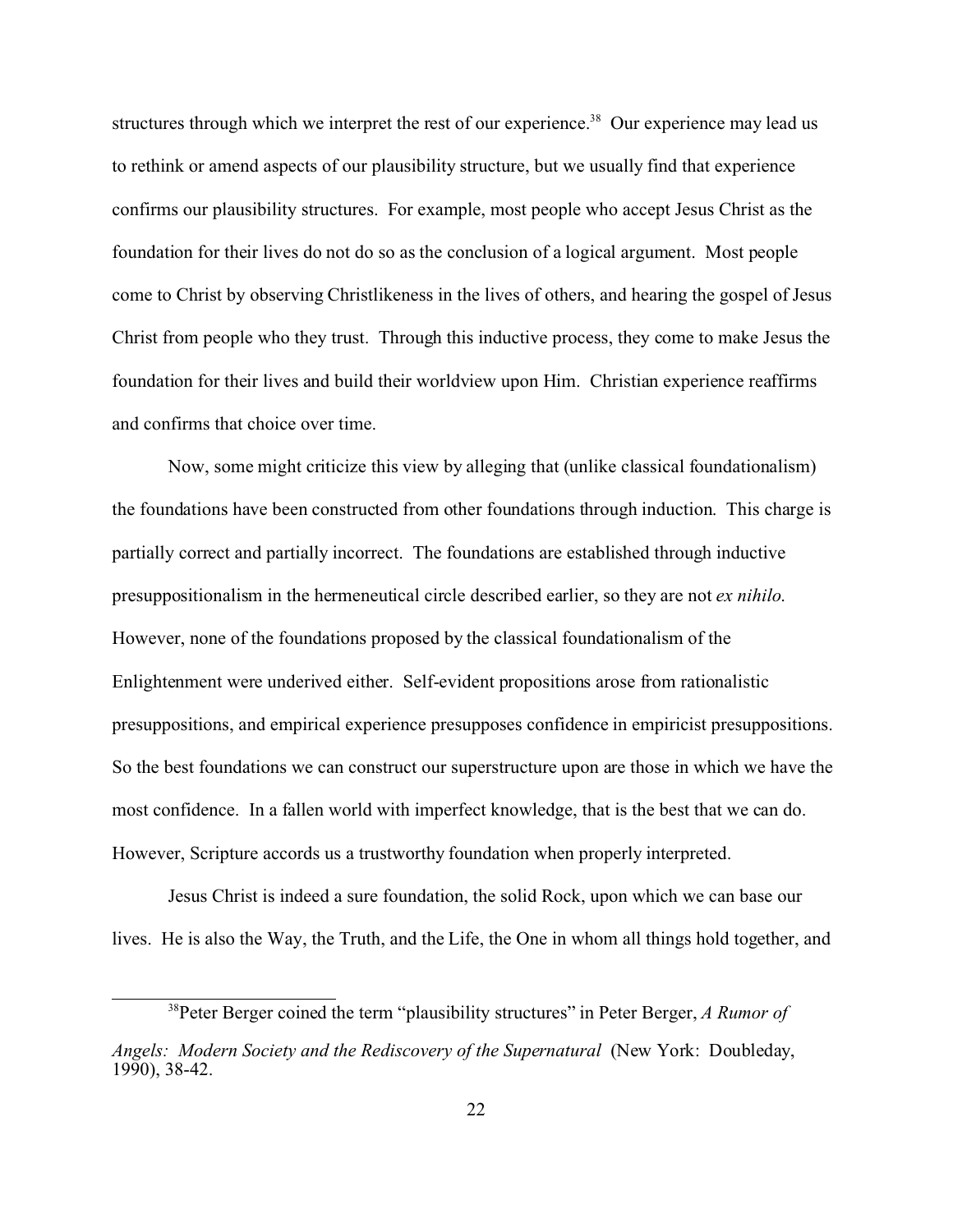structures through which we interpret the rest of our experience.[38] Our experience may lead us to rethink or amend aspects of our plausibility structure, but we usually find that experience confirms our plausibility structures. For example, most people who accept Jesus Christ as the foundation for their lives do not do so as the conclusion of a logical argument. Most people come to Christ by observing Christlikeness in the lives of others, and hearing the gospel of Jesus Christ from people who they trust. Through this inductive process, they come to make Jesus the foundation for their lives and build their worldview upon Him. Christian experience reaffirms and confirms that choice over time.

Now, some might criticize this view by alleging that (unlike classical foundationalism) the foundations have been constructed from other foundations through induction. This charge is partially correct and partially incorrect. The foundations are established through inductive presuppositionalism in the hermeneutical circle described earlier, so they are not *ex nihilo*. However, none of the foundations proposed by the classical foundationalism of the Enlightenment were underived either. Self-evident propositions arose from rationalistic presuppositions, and empirical experience presupposes confidence in empiricist presuppositions. So the best foundations we can construct our superstructure upon are those in which we have the most confidence. In a fallen world with imperfect knowledge, that is the best that we can do. However, Scripture accords us a trustworthy foundation when properly interpreted.

Jesus Christ is indeed a sure foundation, the solid Rock, upon which we can base our lives. He is also the Way, the Truth, and the Life, the One in whom all things hold together, and

---

[38]Peter Berger coined the term "plausibility structures" in Peter Berger, *A Rumor of Angels: Modern Society and the Rediscovery of the Supernatural* (New York: Doubleday, 1990), 38-42.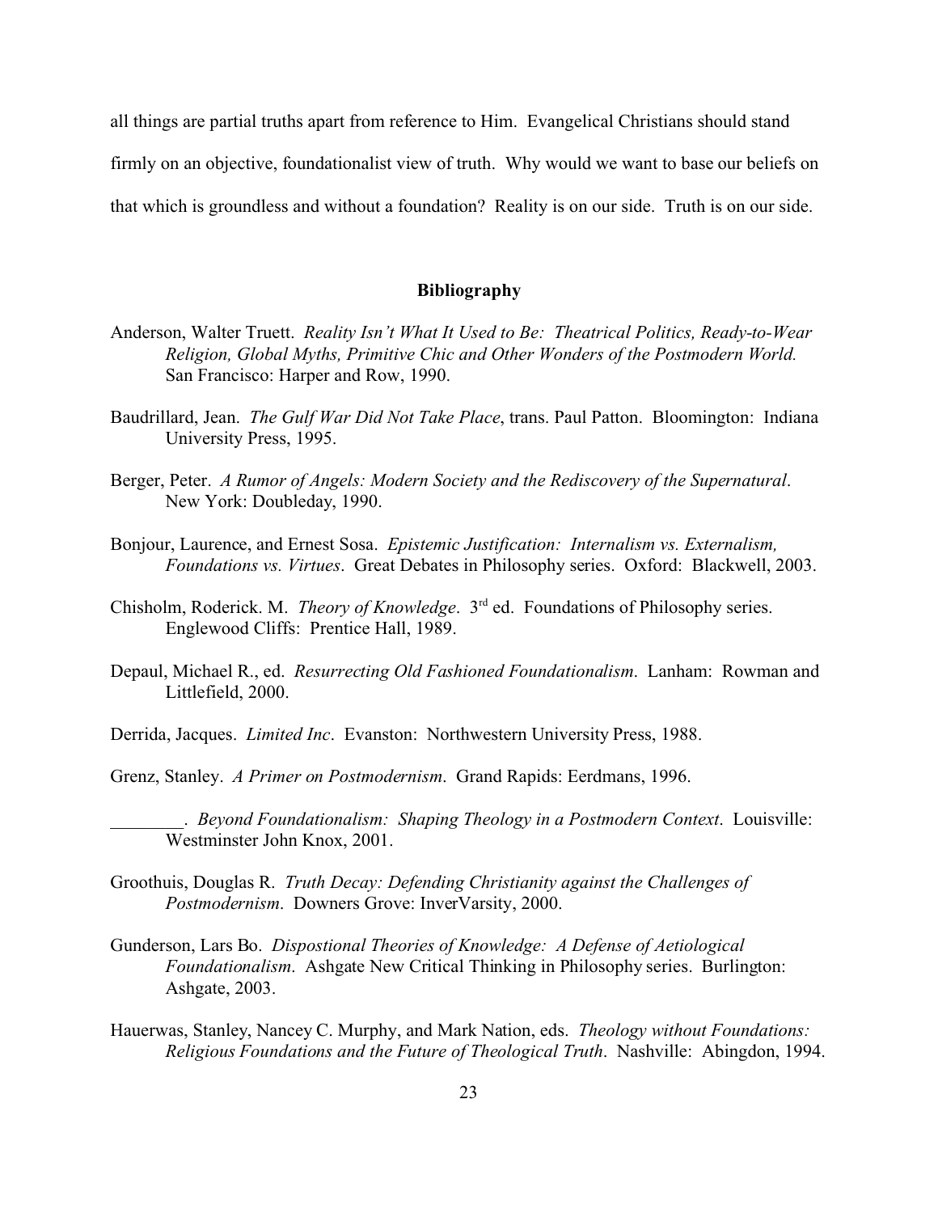all things are partial truths apart from reference to Him. Evangelical Christians should stand firmly on an objective, foundationalist view of truth. Why would we want to base our beliefs on that which is groundless and without a foundation? Reality is on our side. Truth is on our side.

## Bibliography

Anderson, Walter Truett. *Reality Isn't What It Used to Be: Theatrical Politics, Ready-to-Wear Religion, Global Myths, Primitive Chic and Other Wonders of the Postmodern World.* San Francisco: Harper and Row, 1990.

Baudrillard, Jean. *The Gulf War Did Not Take Place*, trans. Paul Patton. Bloomington: Indiana University Press, 1995.

Berger, Peter. *A Rumor of Angels: Modern Society and the Rediscovery of the Supernatural*. New York: Doubleday, 1990.

Bonjour, Laurence, and Ernest Sosa. *Epistemic Justification: Internalism vs. Externalism, Foundations vs. Virtues*. Great Debates in Philosophy series. Oxford: Blackwell, 2003.

Chisholm, Roderick. M. *Theory of Knowledge*. 3rd ed. Foundations of Philosophy series. Englewood Cliffs: Prentice Hall, 1989.

Depaul, Michael R., ed. *Resurrecting Old Fashioned Foundationalism*. Lanham: Rowman and Littlefield, 2000.

Derrida, Jacques. *Limited Inc*. Evanston: Northwestern University Press, 1988.

Grenz, Stanley. *A Primer on Postmodernism*. Grand Rapids: Eerdmans, 1996.

________. *Beyond Foundationalism: Shaping Theology in a Postmodern Context*. Louisville: Westminster John Knox, 2001.

Groothuis, Douglas R. *Truth Decay: Defending Christianity against the Challenges of Postmodernism*. Downers Grove: InverVarsity, 2000.

Gunderson, Lars Bo. *Dispostional Theories of Knowledge: A Defense of Aetiological Foundationalism*. Ashgate New Critical Thinking in Philosophy series. Burlington: Ashgate, 2003.

Hauerwas, Stanley, Nancey C. Murphy, and Mark Nation, eds. *Theology without Foundations: Religious Foundations and the Future of Theological Truth*. Nashville: Abingdon, 1994.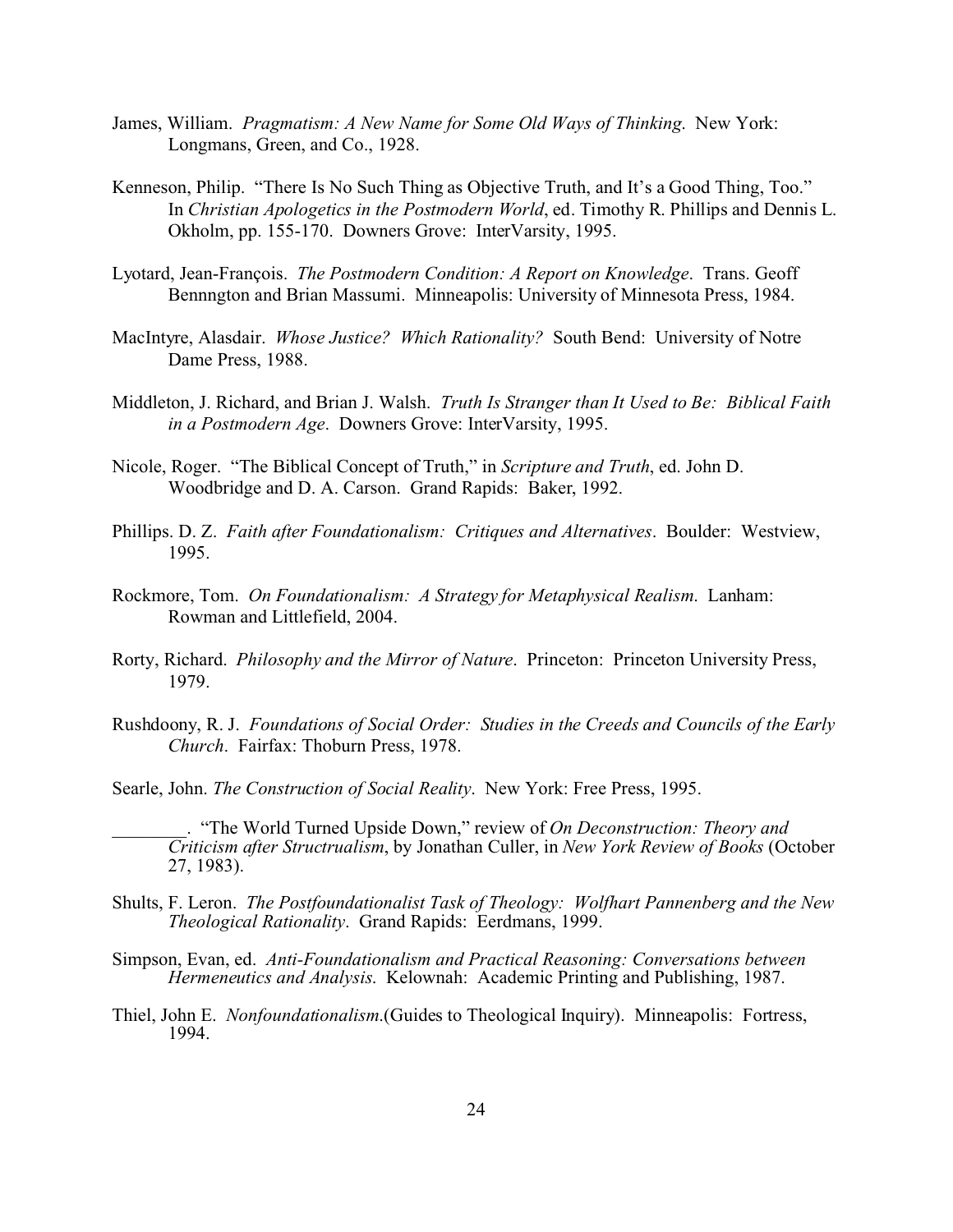James, William. *Pragmatism: A New Name for Some Old Ways of Thinking*. New York: Longmans, Green, and Co., 1928.

Kenneson, Philip. "There Is No Such Thing as Objective Truth, and It's a Good Thing, Too." In *Christian Apologetics in the Postmodern World*, ed. Timothy R. Phillips and Dennis L. Okholm, pp. 155-170. Downers Grove: InterVarsity, 1995.

Lyotard, Jean-François. *The Postmodern Condition: A Report on Knowledge*. Trans. Geoff Bennngton and Brian Massumi. Minneapolis: University of Minnesota Press, 1984.

MacIntyre, Alasdair. *Whose Justice? Which Rationality?* South Bend: University of Notre Dame Press, 1988.

Middleton, J. Richard, and Brian J. Walsh. *Truth Is Stranger than It Used to Be: Biblical Faith in a Postmodern Age*. Downers Grove: InterVarsity, 1995.

Nicole, Roger. "The Biblical Concept of Truth," in *Scripture and Truth*, ed. John D. Woodbridge and D. A. Carson. Grand Rapids: Baker, 1992.

Phillips. D. Z. *Faith after Foundationalism: Critiques and Alternatives*. Boulder: Westview, 1995.

Rockmore, Tom. *On Foundationalism: A Strategy for Metaphysical Realism*. Lanham: Rowman and Littlefield, 2004.

Rorty, Richard. *Philosophy and the Mirror of Nature*. Princeton: Princeton University Press, 1979.

Rushdoony, R. J. *Foundations of Social Order: Studies in the Creeds and Councils of the Early Church*. Fairfax: Thoburn Press, 1978.

Searle, John. *The Construction of Social Reality*. New York: Free Press, 1995.

________. "The World Turned Upside Down," review of *On Deconstruction: Theory and Criticism after Structrualism*, by Jonathan Culler, in *New York Review of Books* (October 27, 1983).

Shults, F. Leron. *The Postfoundationalist Task of Theology: Wolfhart Pannenberg and the New Theological Rationality*. Grand Rapids: Eerdmans, 1999.

Simpson, Evan, ed. *Anti-Foundationalism and Practical Reasoning: Conversations between Hermeneutics and Analysis.* Kelownah: Academic Printing and Publishing, 1987.

Thiel, John E. *Nonfoundationalism*.(Guides to Theological Inquiry). Minneapolis: Fortress, 1994.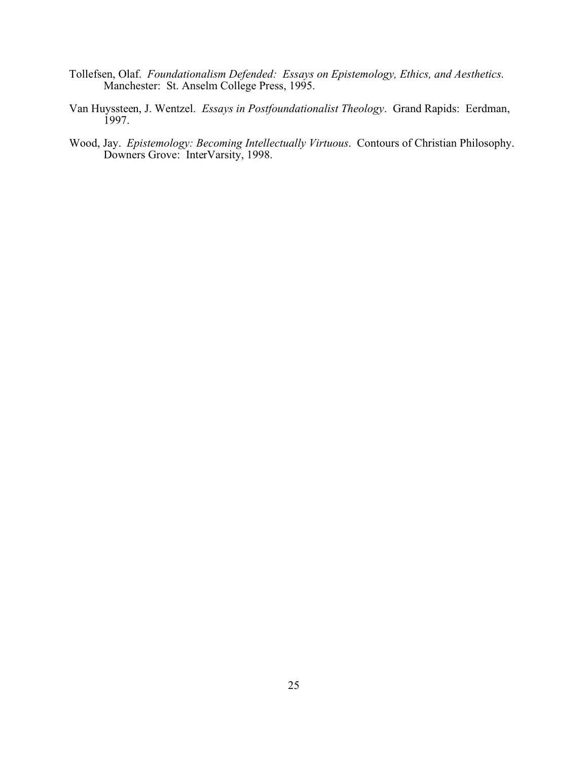Tollefsen, Olaf. *Foundationalism Defended: Essays on Epistemology, Ethics, and Aesthetics.* Manchester: St. Anselm College Press, 1995.

Van Huyssteen, J. Wentzel. *Essays in Postfoundationalist Theology*. Grand Rapids: Eerdman, 1997.

Wood, Jay. *Epistemology: Becoming Intellectually Virtuous*. Contours of Christian Philosophy. Downers Grove: InterVarsity, 1998.